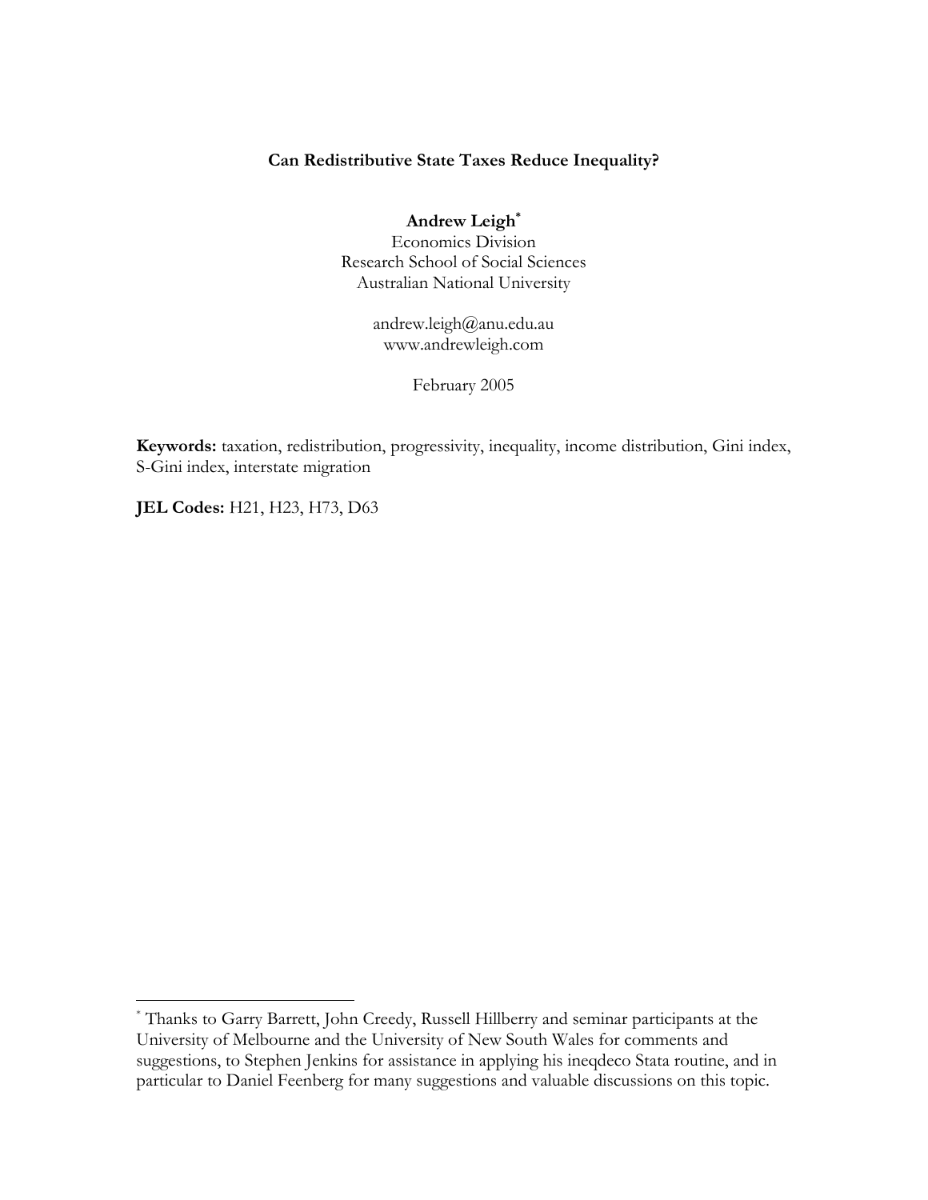**Can Redistributive State Taxes Reduce Inequality?**

**Andrew Leigh**[*]

Economics Division
Research School of Social Sciences
Australian National University

andrew.leigh@anu.edu.au
www.andrewleigh.com

February 2005

**Keywords:** taxation, redistribution, progressivity, inequality, income distribution, Gini index, S-Gini index, interstate migration

**JEL Codes:** H21, H23, H73, D63

---

[*] Thanks to Garry Barrett, John Creedy, Russell Hillberry and seminar participants at the University of Melbourne and the University of New South Wales for comments and suggestions, to Stephen Jenkins for assistance in applying his ineqdeco Stata routine, and in particular to Daniel Feenberg for many suggestions and valuable discussions on this topic.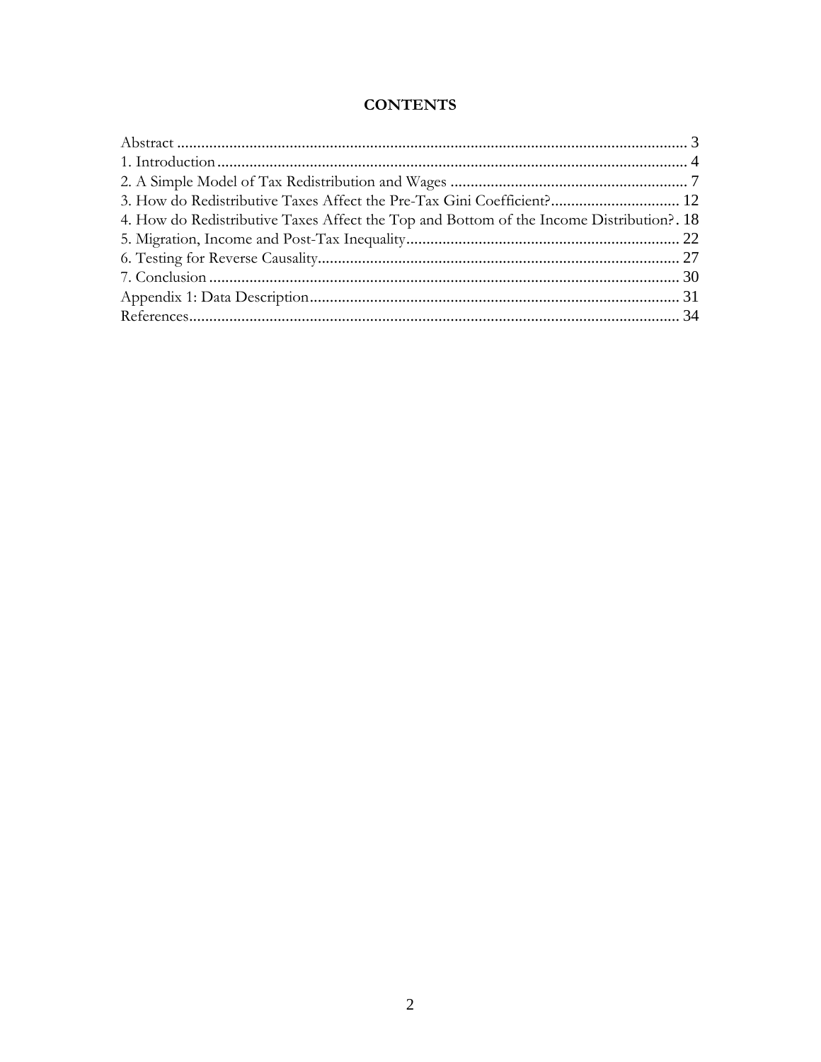# CONTENTS

Abstract ........................................................................................................................... 3
1. Introduction .................................................................................................................. 4
2. A Simple Model of Tax Redistribution and Wages ....................................................... 7
3. How do Redistributive Taxes Affect the Pre-Tax Gini Coefficient?............................... 12
4. How do Redistributive Taxes Affect the Top and Bottom of the Income Distribution?. 18
5. Migration, Income and Post-Tax Inequality.................................................................. 22
6. Testing for Reverse Causality......................................................................................... 27
7. Conclusion .................................................................................................................... 30
Appendix 1: Data Description........................................................................................... 31
References.......................................................................................................................... 34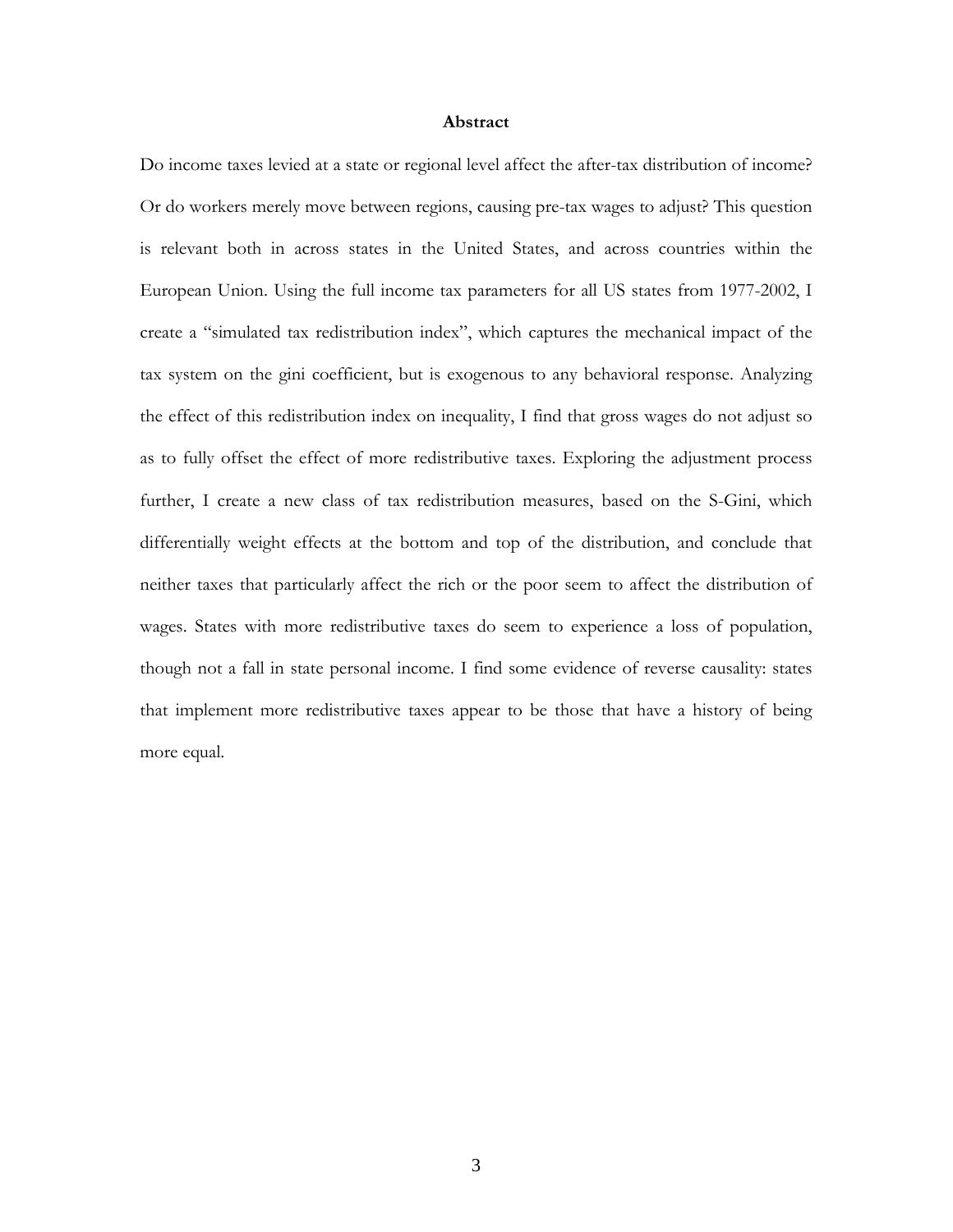**Abstract**

Do income taxes levied at a state or regional level affect the after-tax distribution of income? Or do workers merely move between regions, causing pre-tax wages to adjust? This question is relevant both in across states in the United States, and across countries within the European Union. Using the full income tax parameters for all US states from 1977-2002, I create a "simulated tax redistribution index", which captures the mechanical impact of the tax system on the gini coefficient, but is exogenous to any behavioral response. Analyzing the effect of this redistribution index on inequality, I find that gross wages do not adjust so as to fully offset the effect of more redistributive taxes. Exploring the adjustment process further, I create a new class of tax redistribution measures, based on the S-Gini, which differentially weight effects at the bottom and top of the distribution, and conclude that neither taxes that particularly affect the rich or the poor seem to affect the distribution of wages. States with more redistributive taxes do seem to experience a loss of population, though not a fall in state personal income. I find some evidence of reverse causality: states that implement more redistributive taxes appear to be those that have a history of being more equal.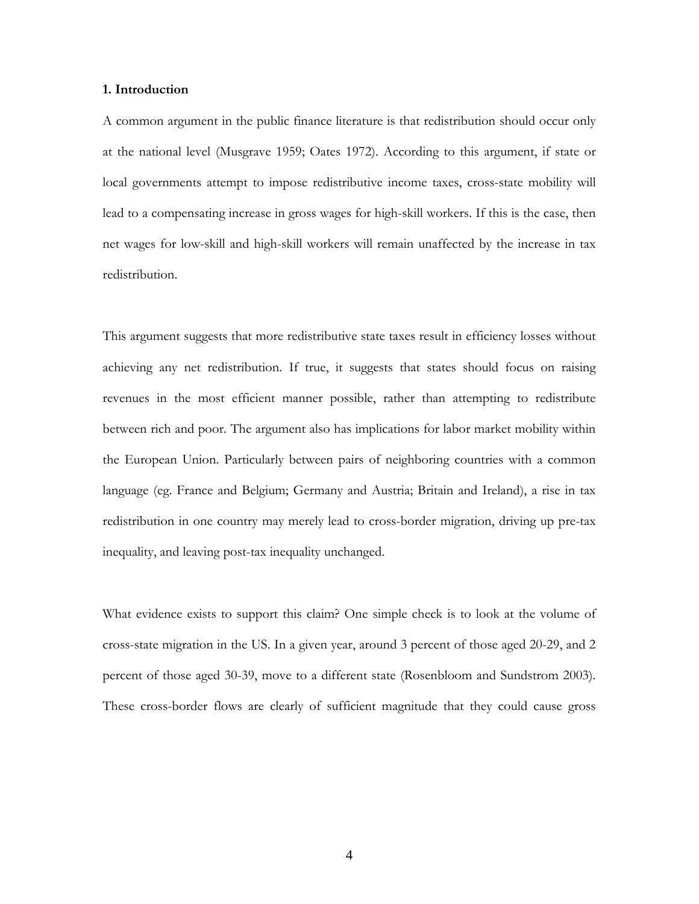**1. Introduction**

A common argument in the public finance literature is that redistribution should occur only at the national level (Musgrave 1959; Oates 1972). According to this argument, if state or local governments attempt to impose redistributive income taxes, cross-state mobility will lead to a compensating increase in gross wages for high-skill workers. If this is the case, then net wages for low-skill and high-skill workers will remain unaffected by the increase in tax redistribution.

This argument suggests that more redistributive state taxes result in efficiency losses without achieving any net redistribution. If true, it suggests that states should focus on raising revenues in the most efficient manner possible, rather than attempting to redistribute between rich and poor. The argument also has implications for labor market mobility within the European Union. Particularly between pairs of neighboring countries with a common language (eg. France and Belgium; Germany and Austria; Britain and Ireland), a rise in tax redistribution in one country may merely lead to cross-border migration, driving up pre-tax inequality, and leaving post-tax inequality unchanged.

What evidence exists to support this claim? One simple check is to look at the volume of cross-state migration in the US. In a given year, around 3 percent of those aged 20-29, and 2 percent of those aged 30-39, move to a different state (Rosenbloom and Sundstrom 2003). These cross-border flows are clearly of sufficient magnitude that they could cause gross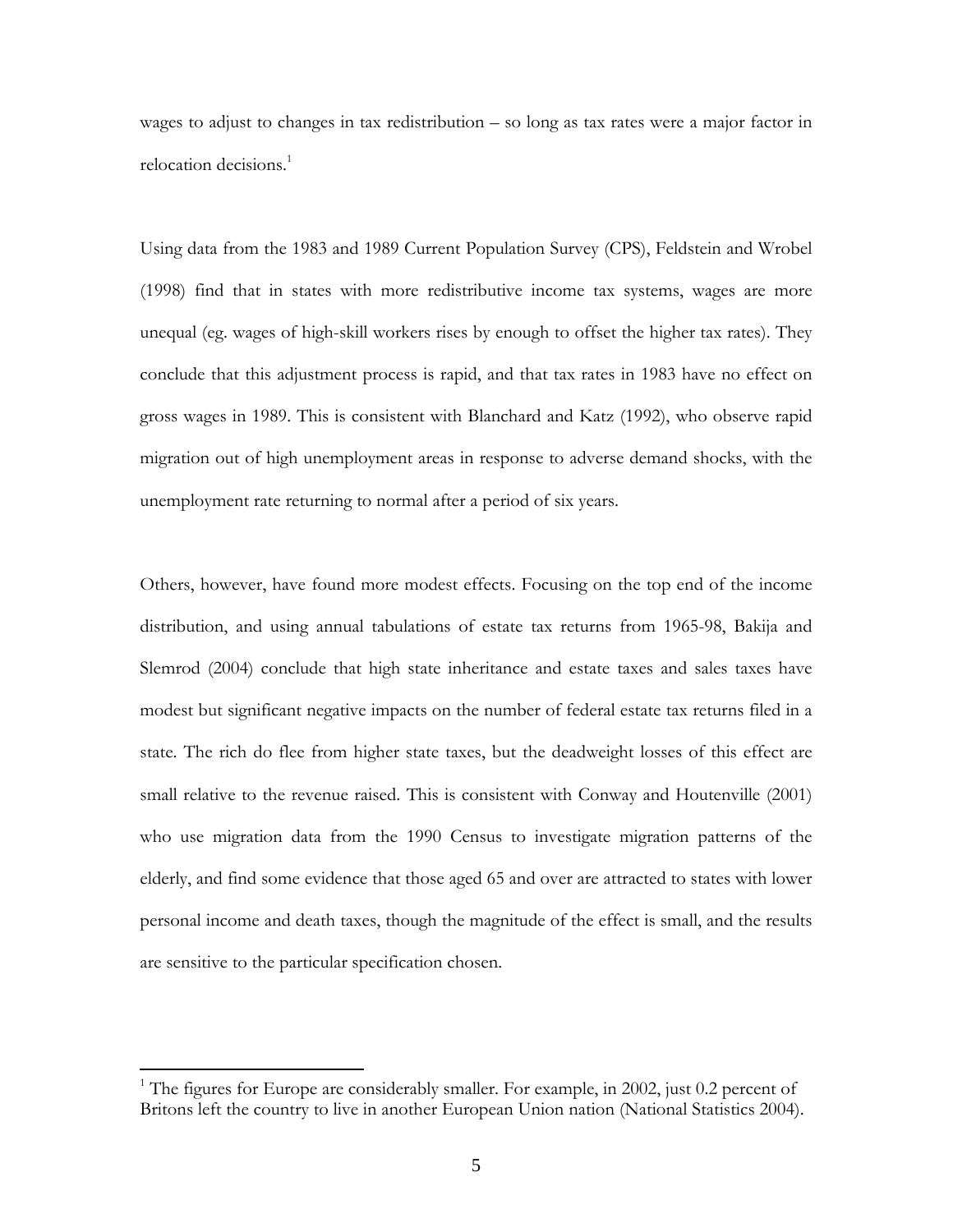wages to adjust to changes in tax redistribution – so long as tax rates were a major factor in relocation decisions.[1]

Using data from the 1983 and 1989 Current Population Survey (CPS), Feldstein and Wrobel (1998) find that in states with more redistributive income tax systems, wages are more unequal (eg. wages of high-skill workers rises by enough to offset the higher tax rates). They conclude that this adjustment process is rapid, and that tax rates in 1983 have no effect on gross wages in 1989. This is consistent with Blanchard and Katz (1992), who observe rapid migration out of high unemployment areas in response to adverse demand shocks, with the unemployment rate returning to normal after a period of six years.

Others, however, have found more modest effects. Focusing on the top end of the income distribution, and using annual tabulations of estate tax returns from 1965-98, Bakija and Slemrod (2004) conclude that high state inheritance and estate taxes and sales taxes have modest but significant negative impacts on the number of federal estate tax returns filed in a state. The rich do flee from higher state taxes, but the deadweight losses of this effect are small relative to the revenue raised. This is consistent with Conway and Houtenville (2001) who use migration data from the 1990 Census to investigate migration patterns of the elderly, and find some evidence that those aged 65 and over are attracted to states with lower personal income and death taxes, though the magnitude of the effect is small, and the results are sensitive to the particular specification chosen.

[1] The figures for Europe are considerably smaller. For example, in 2002, just 0.2 percent of Britons left the country to live in another European Union nation (National Statistics 2004).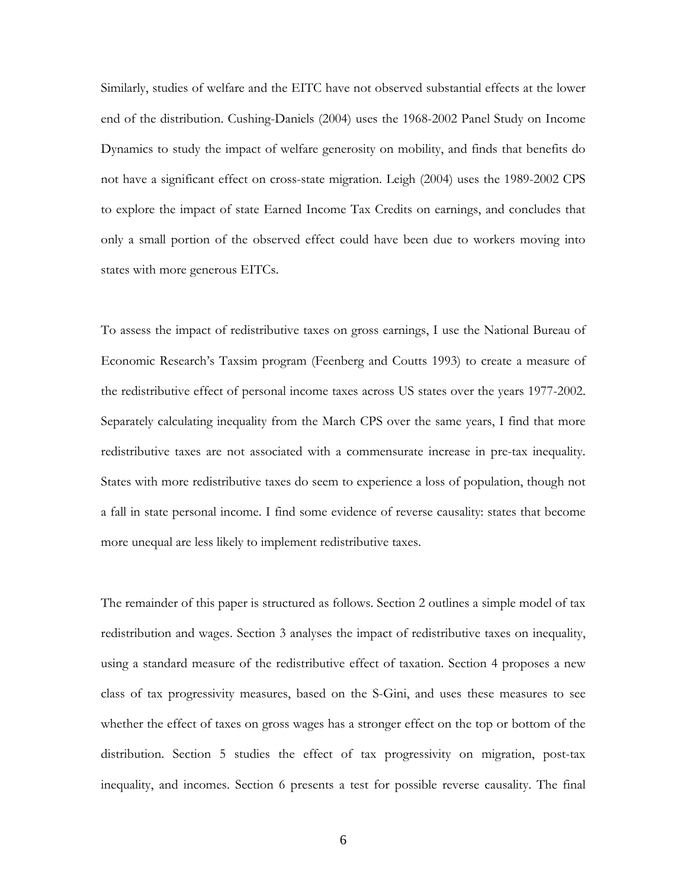Similarly, studies of welfare and the EITC have not observed substantial effects at the lower end of the distribution. Cushing-Daniels (2004) uses the 1968-2002 Panel Study on Income Dynamics to study the impact of welfare generosity on mobility, and finds that benefits do not have a significant effect on cross-state migration. Leigh (2004) uses the 1989-2002 CPS to explore the impact of state Earned Income Tax Credits on earnings, and concludes that only a small portion of the observed effect could have been due to workers moving into states with more generous EITCs.

To assess the impact of redistributive taxes on gross earnings, I use the National Bureau of Economic Research's Taxsim program (Feenberg and Coutts 1993) to create a measure of the redistributive effect of personal income taxes across US states over the years 1977-2002. Separately calculating inequality from the March CPS over the same years, I find that more redistributive taxes are not associated with a commensurate increase in pre-tax inequality. States with more redistributive taxes do seem to experience a loss of population, though not a fall in state personal income. I find some evidence of reverse causality: states that become more unequal are less likely to implement redistributive taxes.

The remainder of this paper is structured as follows. Section 2 outlines a simple model of tax redistribution and wages. Section 3 analyses the impact of redistributive taxes on inequality, using a standard measure of the redistributive effect of taxation. Section 4 proposes a new class of tax progressivity measures, based on the S-Gini, and uses these measures to see whether the effect of taxes on gross wages has a stronger effect on the top or bottom of the distribution. Section 5 studies the effect of tax progressivity on migration, post-tax inequality, and incomes. Section 6 presents a test for possible reverse causality. The final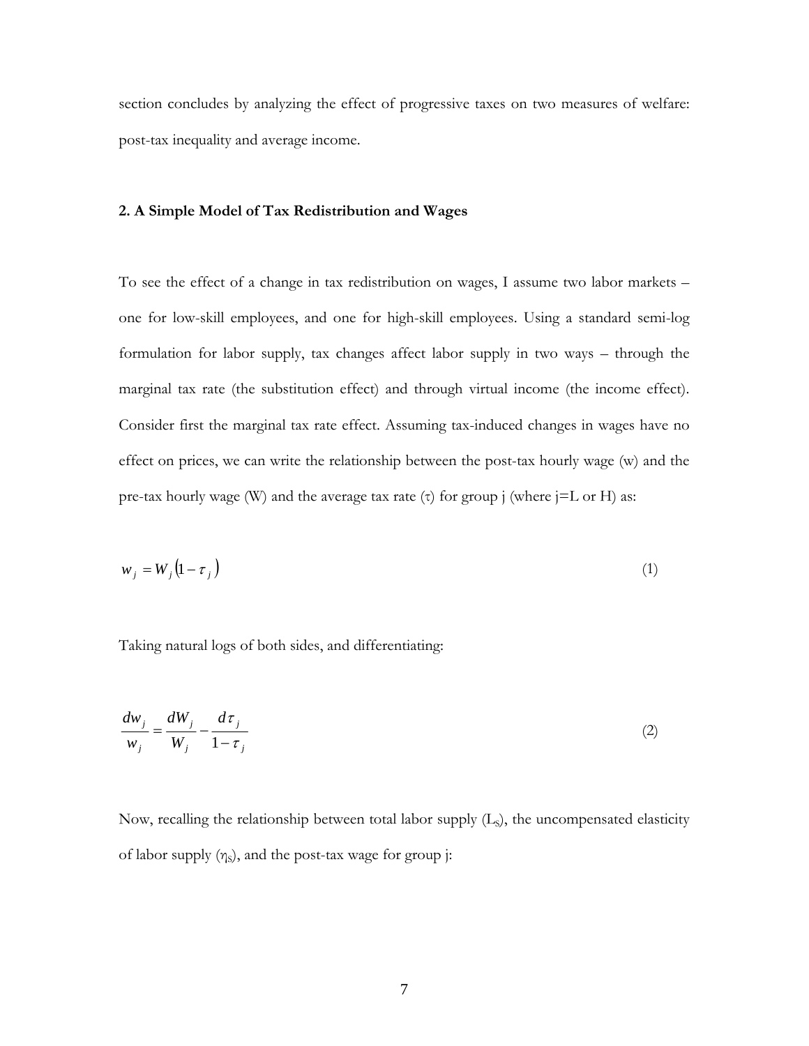section concludes by analyzing the effect of progressive taxes on two measures of welfare: post-tax inequality and average income.

## 2. A Simple Model of Tax Redistribution and Wages

To see the effect of a change in tax redistribution on wages, I assume two labor markets – one for low-skill employees, and one for high-skill employees. Using a standard semi-log formulation for labor supply, tax changes affect labor supply in two ways – through the marginal tax rate (the substitution effect) and through virtual income (the income effect). Consider first the marginal tax rate effect. Assuming tax-induced changes in wages have no effect on prices, we can write the relationship between the post-tax hourly wage (w) and the pre-tax hourly wage (W) and the average tax rate ($\tau$) for group j (where j=L or H) as:

$$w_j = W_j \left(1 - \tau_j\right) \tag{1}$$

Taking natural logs of both sides, and differentiating:

$$\frac{dw_j}{w_j} = \frac{dW_j}{W_j} - \frac{d\tau_j}{1 - \tau_j} \tag{2}$$

Now, recalling the relationship between total labor supply ($L_S$), the uncompensated elasticity of labor supply ($\eta_S$), and the post-tax wage for group j: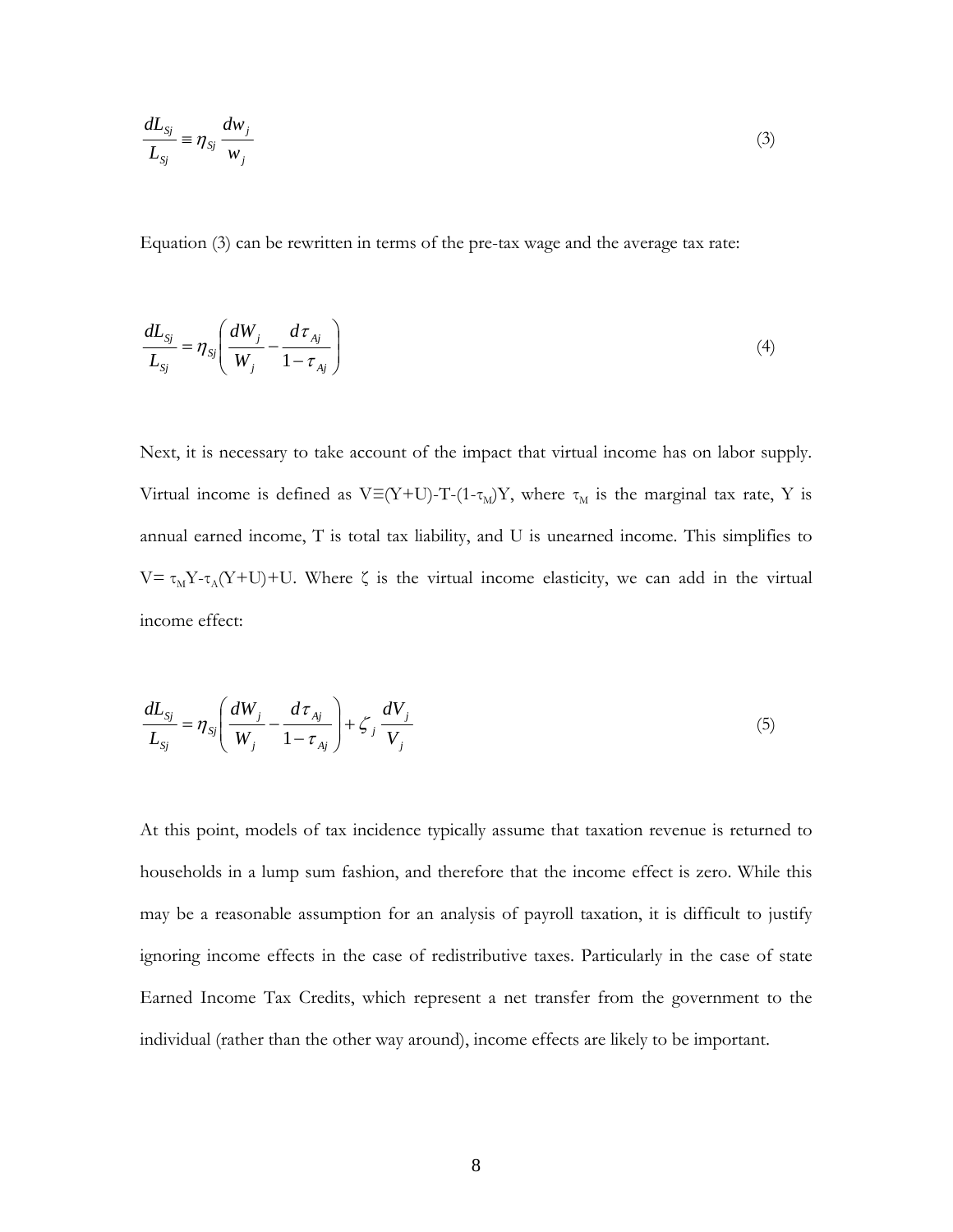$$\frac{dL_{Sj}}{L_{Sj}} \equiv \eta_{Sj} \frac{dw_j}{w_j} \tag{3}$$

Equation (3) can be rewritten in terms of the pre-tax wage and the average tax rate:

$$\frac{dL_{Sj}}{L_{Sj}} = \eta_{Sj} \left( \frac{dW_j}{W_j} - \frac{d\tau_{Aj}}{1-\tau_{Aj}} \right) \tag{4}$$

Next, it is necessary to take account of the impact that virtual income has on labor supply. Virtual income is defined as $V \equiv (Y+U)-T-(1-\tau_M)Y$, where $\tau_M$ is the marginal tax rate, Y is annual earned income, T is total tax liability, and U is unearned income. This simplifies to $V= \tau_M Y-\tau_A(Y+U)+U$. Where $\zeta$ is the virtual income elasticity, we can add in the virtual income effect:

$$\frac{dL_{Sj}}{L_{Sj}} = \eta_{Sj} \left( \frac{dW_j}{W_j} - \frac{d\tau_{Aj}}{1-\tau_{Aj}} \right) + \zeta_j \frac{dV_j}{V_j} \tag{5}$$

At this point, models of tax incidence typically assume that taxation revenue is returned to households in a lump sum fashion, and therefore that the income effect is zero. While this may be a reasonable assumption for an analysis of payroll taxation, it is difficult to justify ignoring income effects in the case of redistributive taxes. Particularly in the case of state Earned Income Tax Credits, which represent a net transfer from the government to the individual (rather than the other way around), income effects are likely to be important.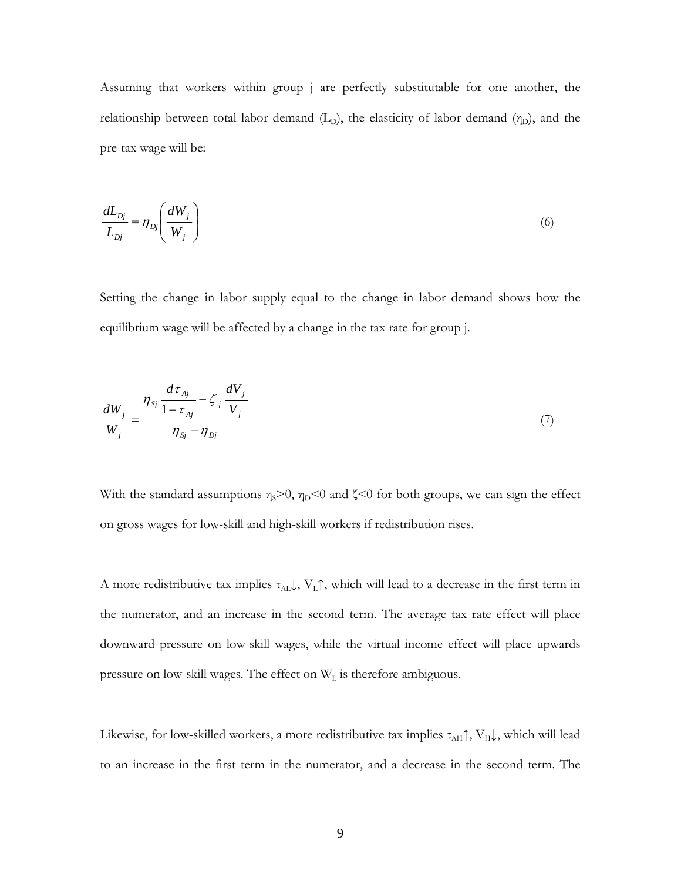Assuming that workers within group j are perfectly substitutable for one another, the relationship between total labor demand ($L_D$), the elasticity of labor demand ($\eta_D$), and the pre-tax wage will be:

$$\frac{dL_{Dj}}{L_{Dj}} \equiv \eta_{Dj}\left(\frac{dW_j}{W_j}\right) \tag{6}$$

Setting the change in labor supply equal to the change in labor demand shows how the equilibrium wage will be affected by a change in the tax rate for group j.

$$\frac{dW_j}{W_j} = \frac{\eta_{Sj}\dfrac{d\tau_{Aj}}{1-\tau_{Aj}} - \zeta_j \dfrac{dV_j}{V_j}}{\eta_{Sj} - \eta_{Dj}} \tag{7}$$

With the standard assumptions $\eta_S>0$, $\eta_D<0$ and $\zeta<0$ for both groups, we can sign the effect on gross wages for low-skill and high-skill workers if redistribution rises.

A more redistributive tax implies $\tau_{AL}\downarrow$, $V_L\uparrow$, which will lead to a decrease in the first term in the numerator, and an increase in the second term. The average tax rate effect will place downward pressure on low-skill wages, while the virtual income effect will place upwards pressure on low-skill wages. The effect on $W_L$ is therefore ambiguous.

Likewise, for low-skilled workers, a more redistributive tax implies $\tau_{AH}\uparrow$, $V_H\downarrow$, which will lead to an increase in the first term in the numerator, and a decrease in the second term. The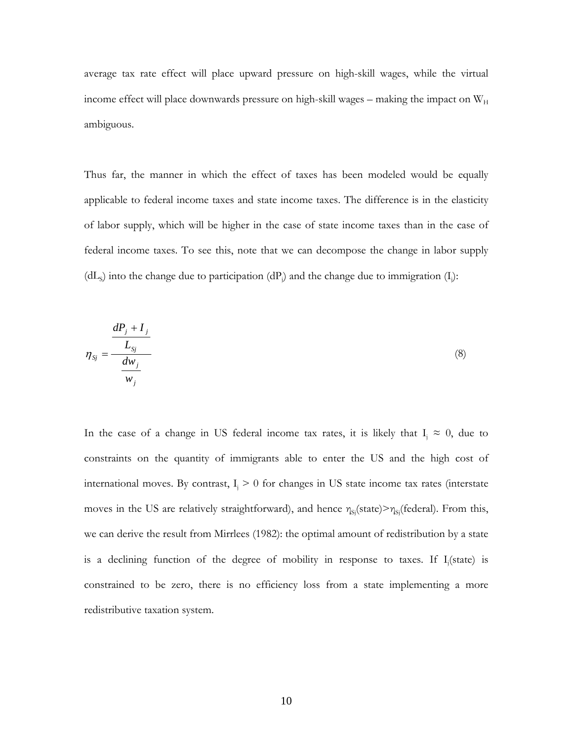average tax rate effect will place upward pressure on high-skill wages, while the virtual income effect will place downwards pressure on high-skill wages – making the impact on $W_H$ ambiguous.

Thus far, the manner in which the effect of taxes has been modeled would be equally applicable to federal income taxes and state income taxes. The difference is in the elasticity of labor supply, which will be higher in the case of state income taxes than in the case of federal income taxes. To see this, note that we can decompose the change in labor supply ($dL_S$) into the change due to participation ($dP_j$) and the change due to immigration ($I_j$):

$$\eta_{Sj} = \frac{\dfrac{dP_j + I_j}{L_{Sj}}}{\dfrac{dw_j}{w_j}} \tag{8}$$

In the case of a change in US federal income tax rates, it is likely that $I_j \approx 0$, due to constraints on the quantity of immigrants able to enter the US and the high cost of international moves. By contrast, $I_j > 0$ for changes in US state income tax rates (interstate moves in the US are relatively straightforward), and hence $\eta_{Sj}$(state)$>\eta_{Sj}$(federal). From this, we can derive the result from Mirrlees (1982): the optimal amount of redistribution by a state is a declining function of the degree of mobility in response to taxes. If $I_j$(state) is constrained to be zero, there is no efficiency loss from a state implementing a more redistributive taxation system.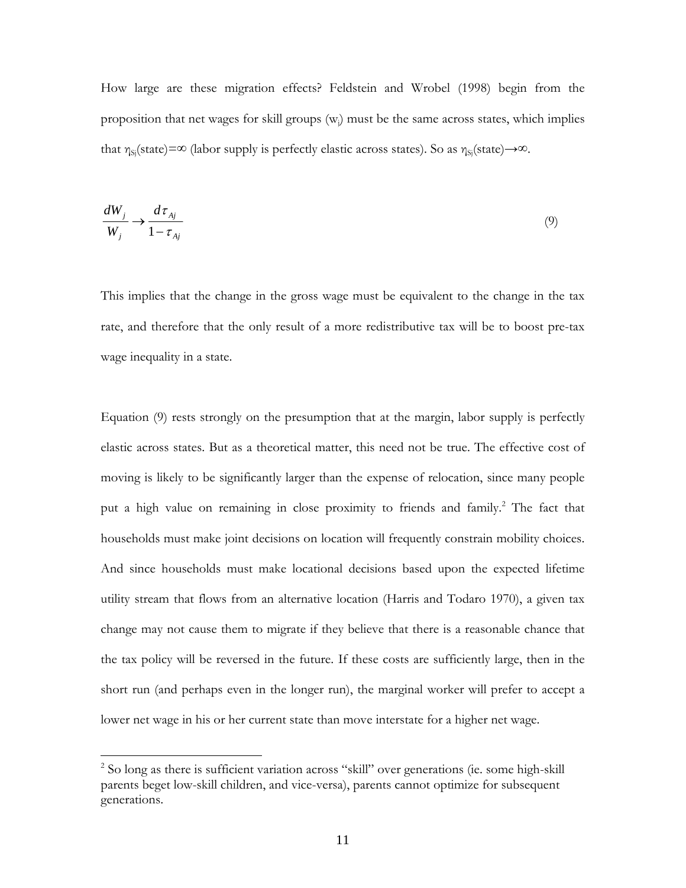How large are these migration effects? Feldstein and Wrobel (1998) begin from the proposition that net wages for skill groups ($w_j$) must be the same across states, which implies that $\eta_{Sj}$(state)=∞ (labor supply is perfectly elastic across states). So as $\eta_{Sj}$(state)→∞.

$$\frac{dW_j}{W_j} \rightarrow \frac{d\tau_{Aj}}{1-\tau_{Aj}} \tag{9}$$

This implies that the change in the gross wage must be equivalent to the change in the tax rate, and therefore that the only result of a more redistributive tax will be to boost pre-tax wage inequality in a state.

Equation (9) rests strongly on the presumption that at the margin, labor supply is perfectly elastic across states. But as a theoretical matter, this need not be true. The effective cost of moving is likely to be significantly larger than the expense of relocation, since many people put a high value on remaining in close proximity to friends and family.[2] The fact that households must make joint decisions on location will frequently constrain mobility choices. And since households must make locational decisions based upon the expected lifetime utility stream that flows from an alternative location (Harris and Todaro 1970), a given tax change may not cause them to migrate if they believe that there is a reasonable chance that the tax policy will be reversed in the future. If these costs are sufficiently large, then in the short run (and perhaps even in the longer run), the marginal worker will prefer to accept a lower net wage in his or her current state than move interstate for a higher net wage.

[2] So long as there is sufficient variation across "skill" over generations (ie. some high-skill parents beget low-skill children, and vice-versa), parents cannot optimize for subsequent generations.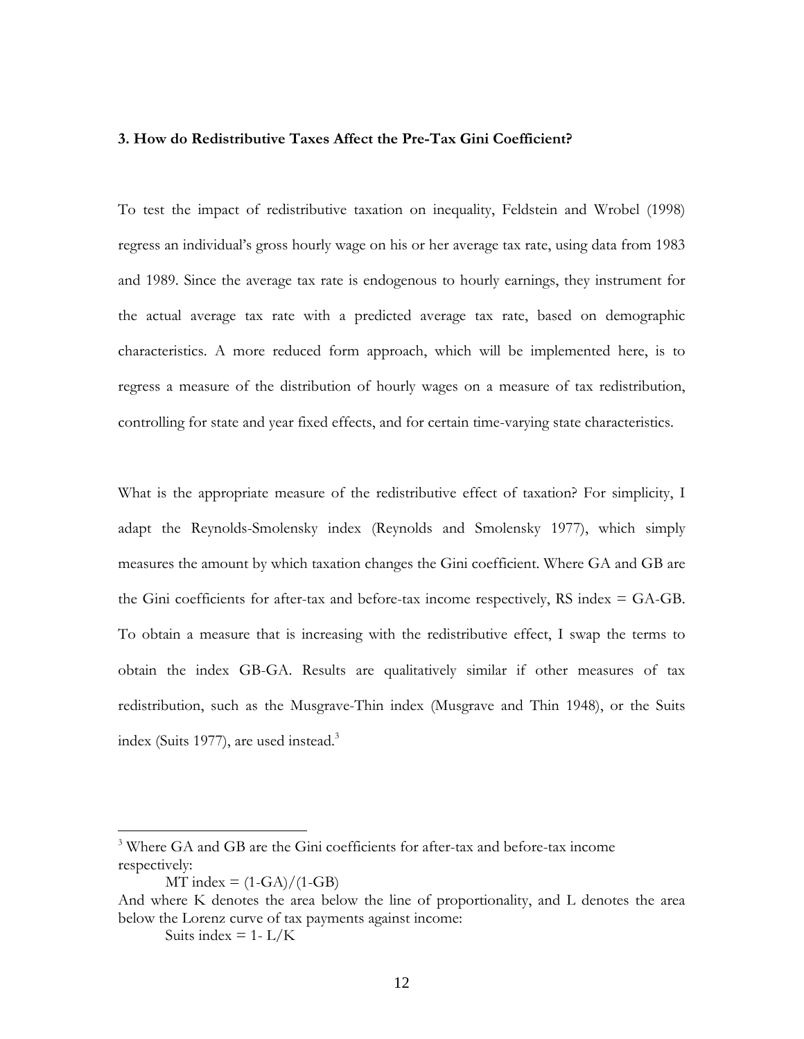### 3. How do Redistributive Taxes Affect the Pre-Tax Gini Coefficient?

To test the impact of redistributive taxation on inequality, Feldstein and Wrobel (1998) regress an individual's gross hourly wage on his or her average tax rate, using data from 1983 and 1989. Since the average tax rate is endogenous to hourly earnings, they instrument for the actual average tax rate with a predicted average tax rate, based on demographic characteristics. A more reduced form approach, which will be implemented here, is to regress a measure of the distribution of hourly wages on a measure of tax redistribution, controlling for state and year fixed effects, and for certain time-varying state characteristics.

What is the appropriate measure of the redistributive effect of taxation? For simplicity, I adapt the Reynolds-Smolensky index (Reynolds and Smolensky 1977), which simply measures the amount by which taxation changes the Gini coefficient. Where GA and GB are the Gini coefficients for after-tax and before-tax income respectively, RS index = GA-GB. To obtain a measure that is increasing with the redistributive effect, I swap the terms to obtain the index GB-GA. Results are qualitatively similar if other measures of tax redistribution, such as the Musgrave-Thin index (Musgrave and Thin 1948), or the Suits index (Suits 1977), are used instead.[3]

---

[3] Where GA and GB are the Gini coefficients for after-tax and before-tax income respectively:

MT index = (1-GA)/(1-GB)

And where K denotes the area below the line of proportionality, and L denotes the area below the Lorenz curve of tax payments against income:

Suits index = 1- L/K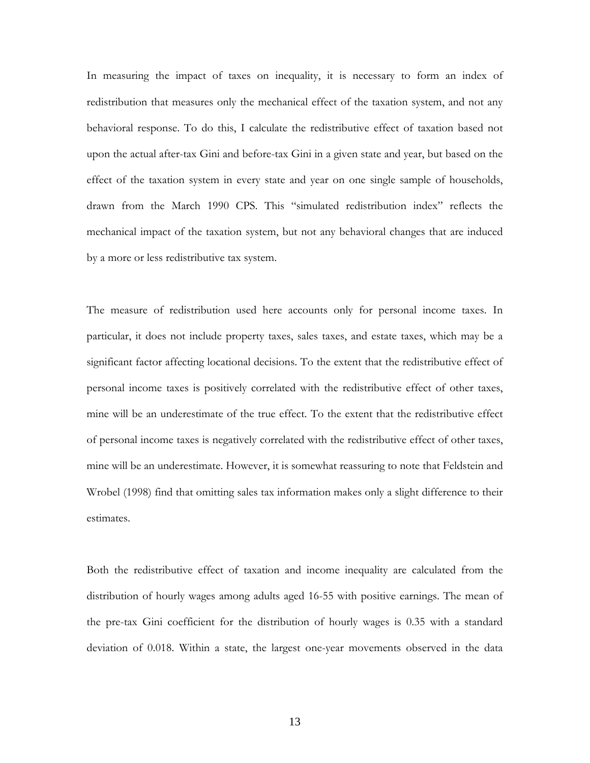In measuring the impact of taxes on inequality, it is necessary to form an index of redistribution that measures only the mechanical effect of the taxation system, and not any behavioral response. To do this, I calculate the redistributive effect of taxation based not upon the actual after-tax Gini and before-tax Gini in a given state and year, but based on the effect of the taxation system in every state and year on one single sample of households, drawn from the March 1990 CPS. This "simulated redistribution index" reflects the mechanical impact of the taxation system, but not any behavioral changes that are induced by a more or less redistributive tax system.

The measure of redistribution used here accounts only for personal income taxes. In particular, it does not include property taxes, sales taxes, and estate taxes, which may be a significant factor affecting locational decisions. To the extent that the redistributive effect of personal income taxes is positively correlated with the redistributive effect of other taxes, mine will be an underestimate of the true effect. To the extent that the redistributive effect of personal income taxes is negatively correlated with the redistributive effect of other taxes, mine will be an underestimate. However, it is somewhat reassuring to note that Feldstein and Wrobel (1998) find that omitting sales tax information makes only a slight difference to their estimates.

Both the redistributive effect of taxation and income inequality are calculated from the distribution of hourly wages among adults aged 16-55 with positive earnings. The mean of the pre-tax Gini coefficient for the distribution of hourly wages is 0.35 with a standard deviation of 0.018. Within a state, the largest one-year movements observed in the data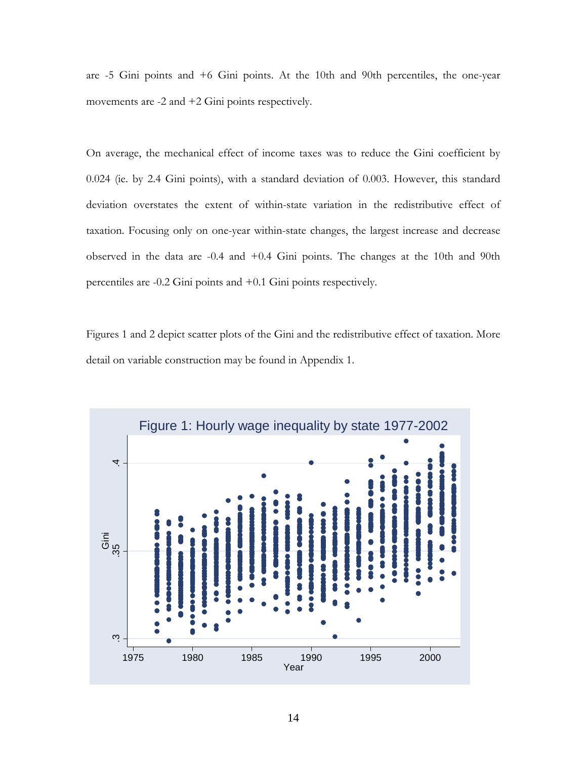are -5 Gini points and +6 Gini points. At the 10th and 90th percentiles, the one-year movements are -2 and +2 Gini points respectively.

On average, the mechanical effect of income taxes was to reduce the Gini coefficient by 0.024 (ie. by 2.4 Gini points), with a standard deviation of 0.003. However, this standard deviation overstates the extent of within-state variation in the redistributive effect of taxation. Focusing only on one-year within-state changes, the largest increase and decrease observed in the data are -0.4 and +0.4 Gini points. The changes at the 10th and 90th percentiles are -0.2 Gini points and +0.1 Gini points respectively.

Figures 1 and 2 depict scatter plots of the Gini and the redistributive effect of taxation. More detail on variable construction may be found in Appendix 1.

Figure 1: Hourly wage inequality by state 1977-2002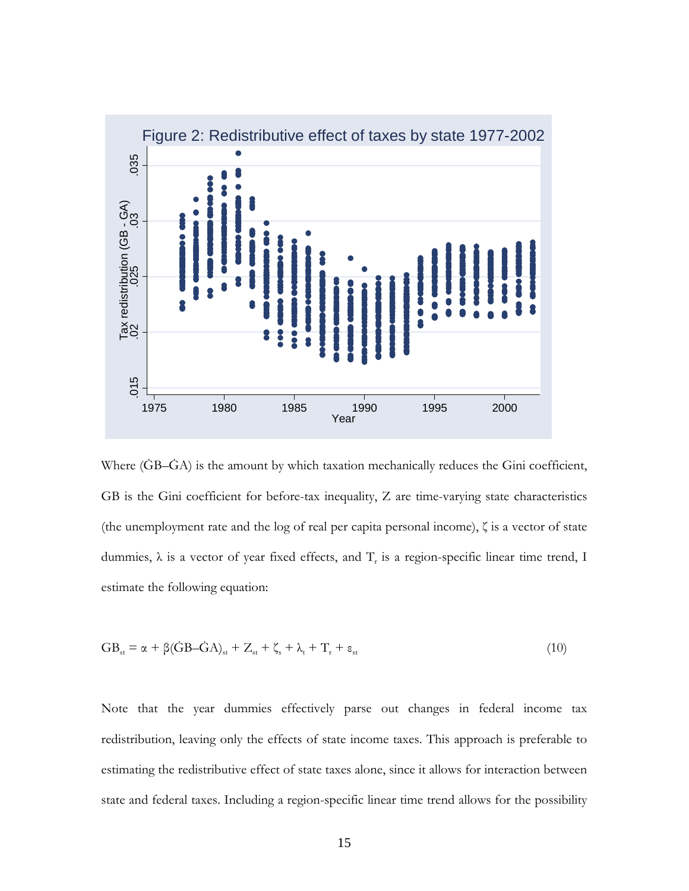Figure 2: Redistributive effect of taxes by state 1977-2002

Where ($\dot{G}B – \dot{G}A$) is the amount by which taxation mechanically reduces the Gini coefficient, GB is the Gini coefficient for before-tax inequality, Z are time-varying state characteristics (the unemployment rate and the log of real per capita personal income), $\zeta$ is a vector of state dummies, $\lambda$ is a vector of year fixed effects, and $T_r$ is a region-specific linear time trend, I estimate the following equation:

$$GB_{st} = \alpha + \beta(\dot{G}B – \dot{G}A)_{st} + Z_{st} + \zeta_s + \lambda_t + T_r + \varepsilon_{st} \tag{10}$$

Note that the year dummies effectively parse out changes in federal income tax redistribution, leaving only the effects of state income taxes. This approach is preferable to estimating the redistributive effect of state taxes alone, since it allows for interaction between state and federal taxes. Including a region-specific linear time trend allows for the possibility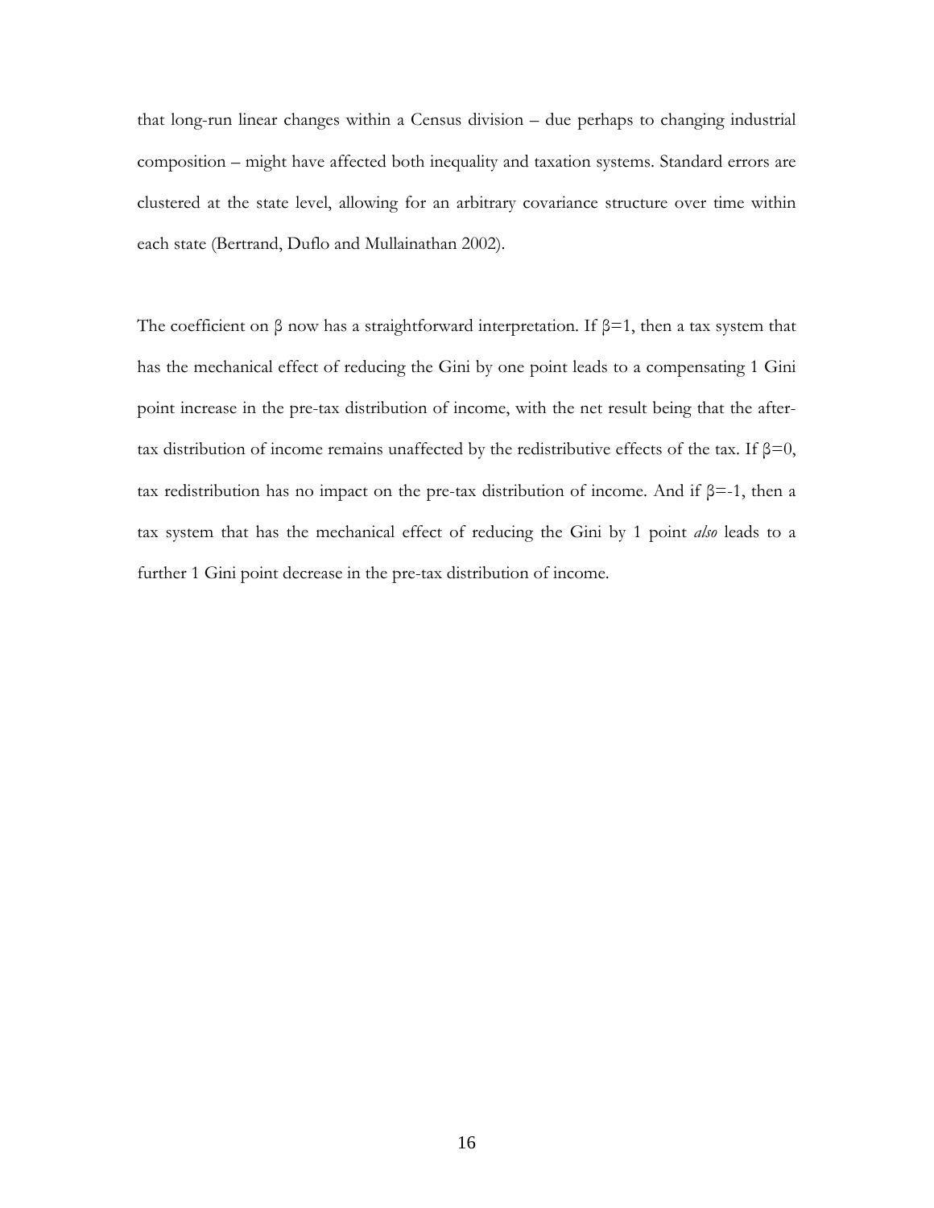that long-run linear changes within a Census division – due perhaps to changing industrial composition – might have affected both inequality and taxation systems. Standard errors are clustered at the state level, allowing for an arbitrary covariance structure over time within each state (Bertrand, Duflo and Mullainathan 2002).

The coefficient on $\beta$ now has a straightforward interpretation. If $\beta=1$, then a tax system that has the mechanical effect of reducing the Gini by one point leads to a compensating 1 Gini point increase in the pre-tax distribution of income, with the net result being that the after-tax distribution of income remains unaffected by the redistributive effects of the tax. If $\beta=0$, tax redistribution has no impact on the pre-tax distribution of income. And if $\beta=-1$, then a tax system that has the mechanical effect of reducing the Gini by 1 point *also* leads to a further 1 Gini point decrease in the pre-tax distribution of income.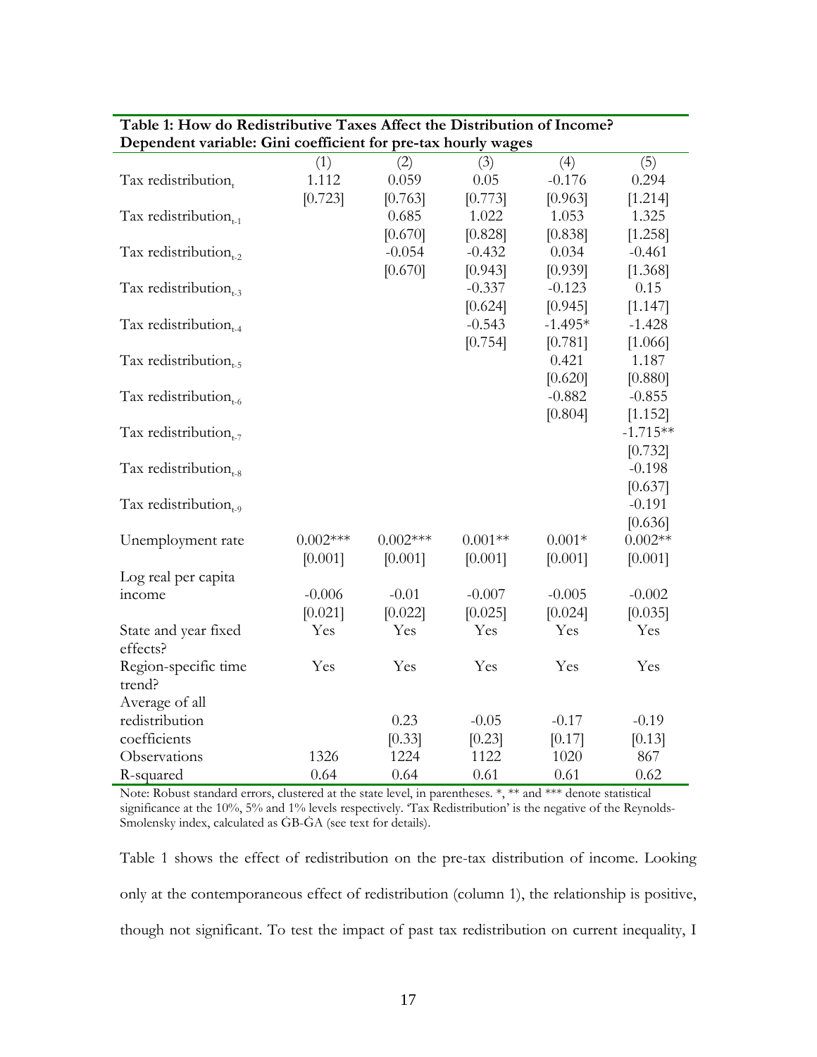**Table 1: How do Redistributive Taxes Affect the Distribution of Income?**
**Dependent variable: Gini coefficient for pre-tax hourly wages**

| | (1) | (2) | (3) | (4) | (5) |
|---|---|---|---|---|---|
| Tax redistribution$_{t}$ | 1.112 | 0.059 | 0.05 | -0.176 | 0.294 |
| | [0.723] | [0.763] | [0.773] | [0.963] | [1.214] |
| Tax redistribution$_{t-1}$ | | 0.685 | 1.022 | 1.053 | 1.325 |
| | | [0.670] | [0.828] | [0.838] | [1.258] |
| Tax redistribution$_{t-2}$ | | -0.054 | -0.432 | 0.034 | -0.461 |
| | | [0.670] | [0.943] | [0.939] | [1.368] |
| Tax redistribution$_{t-3}$ | | | -0.337 | -0.123 | 0.15 |
| | | | [0.624] | [0.945] | [1.147] |
| Tax redistribution$_{t-4}$ | | | -0.543 | -1.495* | -1.428 |
| | | | [0.754] | [0.781] | [1.066] |
| Tax redistribution$_{t-5}$ | | | | 0.421 | 1.187 |
| | | | | [0.620] | [0.880] |
| Tax redistribution$_{t-6}$ | | | | -0.882 | -0.855 |
| | | | | [0.804] | [1.152] |
| Tax redistribution$_{t-7}$ | | | | | -1.715** |
| | | | | | [0.732] |
| Tax redistribution$_{t-8}$ | | | | | -0.198 |
| | | | | | [0.637] |
| Tax redistribution$_{t-9}$ | | | | | -0.191 |
| | | | | | [0.636] |
| Unemployment rate | 0.002*** | 0.002*** | 0.001** | 0.001* | 0.002** |
| | [0.001] | [0.001] | [0.001] | [0.001] | [0.001] |
| Log real per capita income | -0.006 | -0.01 | -0.007 | -0.005 | -0.002 |
| | [0.021] | [0.022] | [0.025] | [0.024] | [0.035] |
| State and year fixed effects? | Yes | Yes | Yes | Yes | Yes |
| Region-specific time trend? | Yes | Yes | Yes | Yes | Yes |
| Average of all redistribution coefficients | | 0.23 | -0.05 | -0.17 | -0.19 |
| | | [0.33] | [0.23] | [0.17] | [0.13] |
| Observations | 1326 | 1224 | 1122 | 1020 | 867 |
| R-squared | 0.64 | 0.64 | 0.61 | 0.61 | 0.62 |

Note: Robust standard errors, clustered at the state level, in parentheses. *, ** and *** denote statistical significance at the 10%, 5% and 1% levels respectively. 'Tax Redistribution' is the negative of the Reynolds-Smolensky index, calculated as GB-GA (see text for details).

Table 1 shows the effect of redistribution on the pre-tax distribution of income. Looking only at the contemporaneous effect of redistribution (column 1), the relationship is positive, though not significant. To test the impact of past tax redistribution on current inequality, I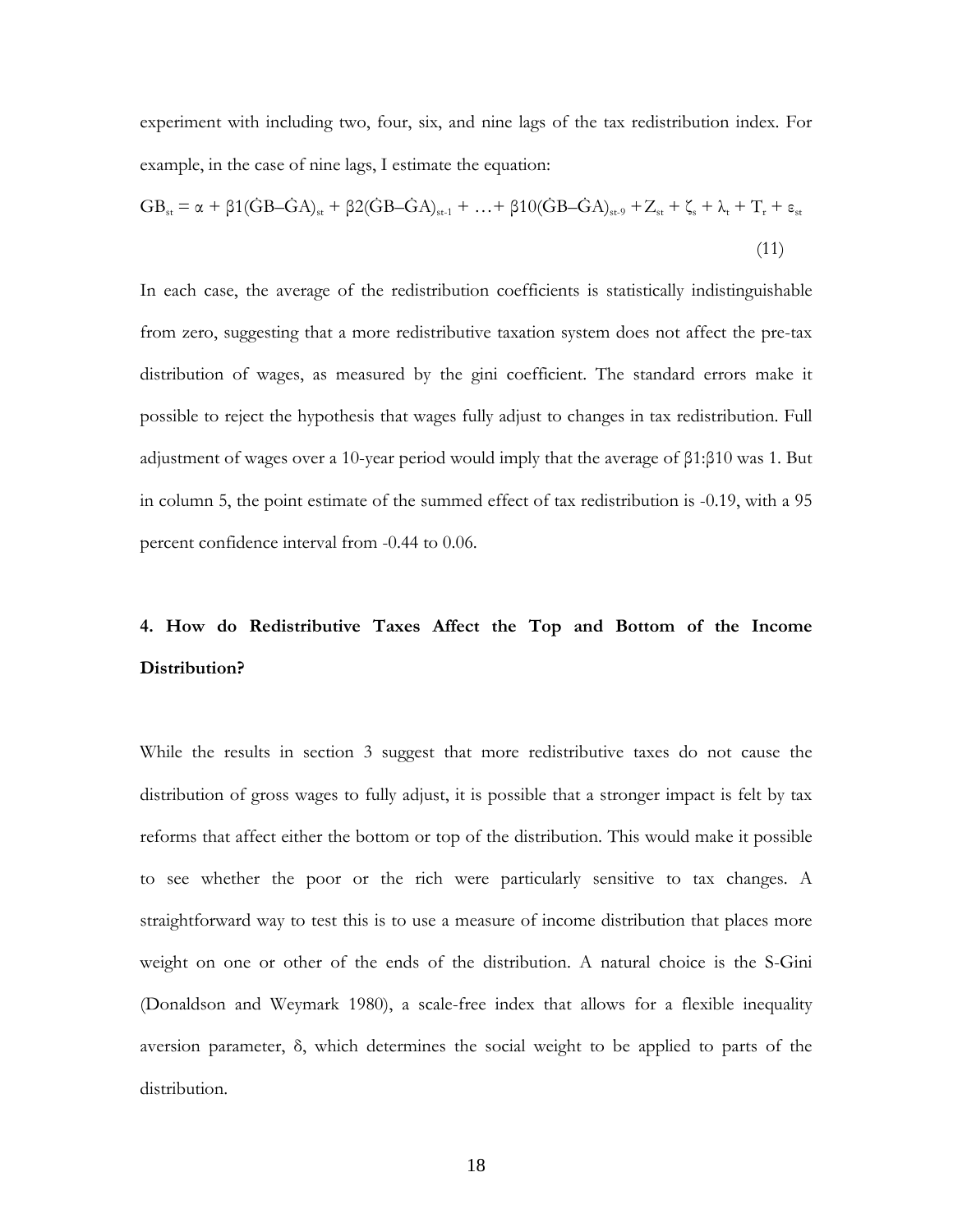experiment with including two, four, six, and nine lags of the tax redistribution index. For example, in the case of nine lags, I estimate the equation:

$$GB_{st} = \alpha + \beta 1(\dot{G}B - \dot{G}A)_{st} + \beta 2(\dot{G}B - \dot{G}A)_{st-1} + \ldots + \beta 10(\dot{G}B - \dot{G}A)_{st-9} + Z_{st} + \zeta_s + \lambda_t + T_r + \varepsilon_{st} \tag{11}$$

In each case, the average of the redistribution coefficients is statistically indistinguishable from zero, suggesting that a more redistributive taxation system does not affect the pre-tax distribution of wages, as measured by the gini coefficient. The standard errors make it possible to reject the hypothesis that wages fully adjust to changes in tax redistribution. Full adjustment of wages over a 10-year period would imply that the average of β1:β10 was 1. But in column 5, the point estimate of the summed effect of tax redistribution is -0.19, with a 95 percent confidence interval from -0.44 to 0.06.

## 4. How do Redistributive Taxes Affect the Top and Bottom of the Income Distribution?

While the results in section 3 suggest that more redistributive taxes do not cause the distribution of gross wages to fully adjust, it is possible that a stronger impact is felt by tax reforms that affect either the bottom or top of the distribution. This would make it possible to see whether the poor or the rich were particularly sensitive to tax changes. A straightforward way to test this is to use a measure of income distribution that places more weight on one or other of the ends of the distribution. A natural choice is the S-Gini (Donaldson and Weymark 1980), a scale-free index that allows for a flexible inequality aversion parameter, $\delta$, which determines the social weight to be applied to parts of the distribution.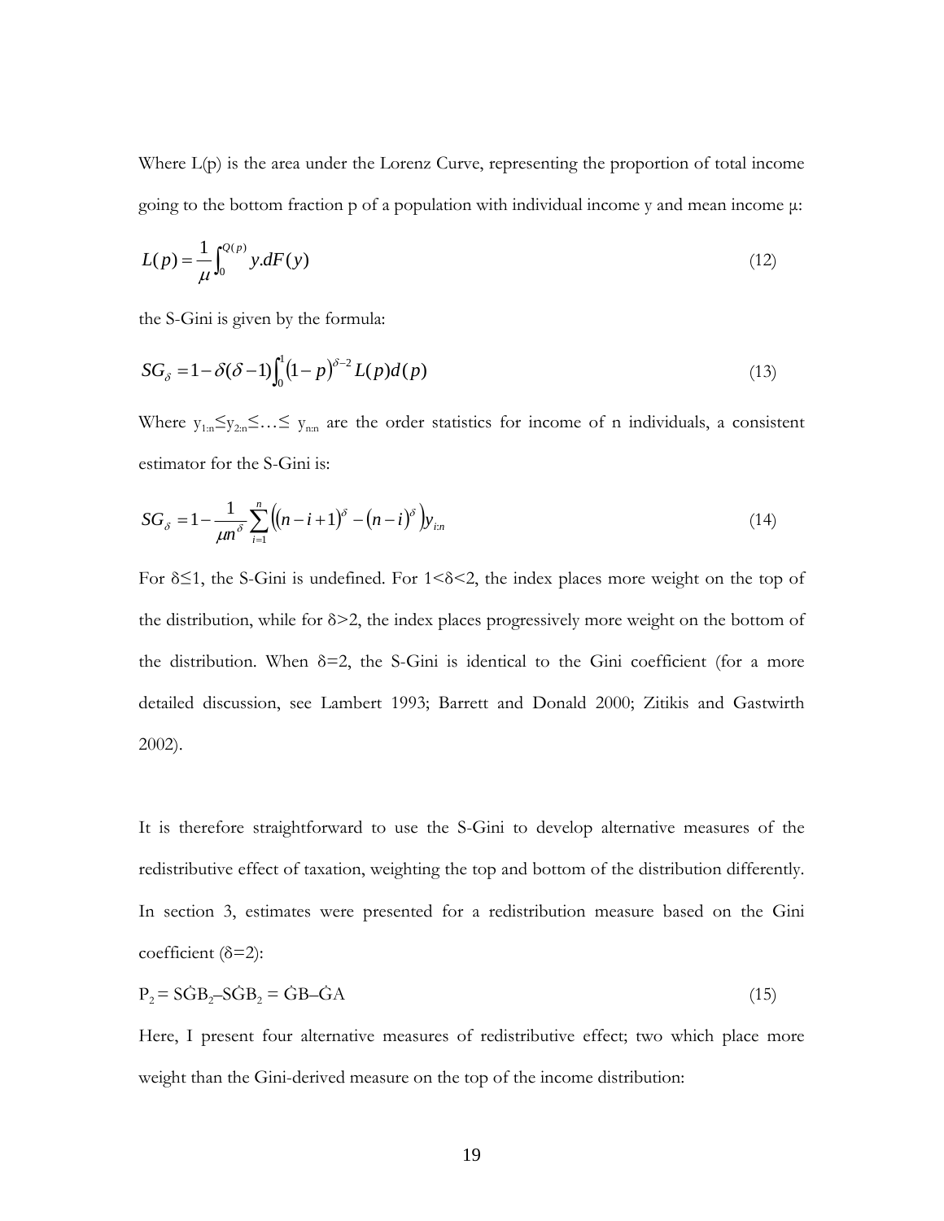Where L(p) is the area under the Lorenz Curve, representing the proportion of total income going to the bottom fraction p of a population with individual income y and mean income μ:

$$L(p) = \frac{1}{\mu}\int_0^{Q(p)} y.dF(y) \tag{12}$$

the S-Gini is given by the formula:

$$SG_\delta = 1 - \delta(\delta - 1)\int_0^1 (1-p)^{\delta-2} L(p)d(p) \tag{13}$$

Where $y_{1:n} \leq y_{2:n} \leq \ldots \leq y_{n:n}$ are the order statistics for income of n individuals, a consistent estimator for the S-Gini is:

$$SG_\delta = 1 - \frac{1}{\mu n^\delta}\sum_{i=1}^{n}\left((n-i+1)^\delta - (n-i)^\delta\right) y_{i:n} \tag{14}$$

For $\delta \leq 1$, the S-Gini is undefined. For $1 < \delta < 2$, the index places more weight on the top of the distribution, while for $\delta > 2$, the index places progressively more weight on the bottom of the distribution. When $\delta = 2$, the S-Gini is identical to the Gini coefficient (for a more detailed discussion, see Lambert 1993; Barrett and Donald 2000; Zitikis and Gastwirth 2002).

It is therefore straightforward to use the S-Gini to develop alternative measures of the redistributive effect of taxation, weighting the top and bottom of the distribution differently. In section 3, estimates were presented for a redistribution measure based on the Gini coefficient ($\delta = 2$):

$$P_2 = S\dot{G}B_2 - S\dot{G}B_2 = \dot{G}B - \dot{G}A \tag{15}$$

Here, I present four alternative measures of redistributive effect; two which place more weight than the Gini-derived measure on the top of the income distribution: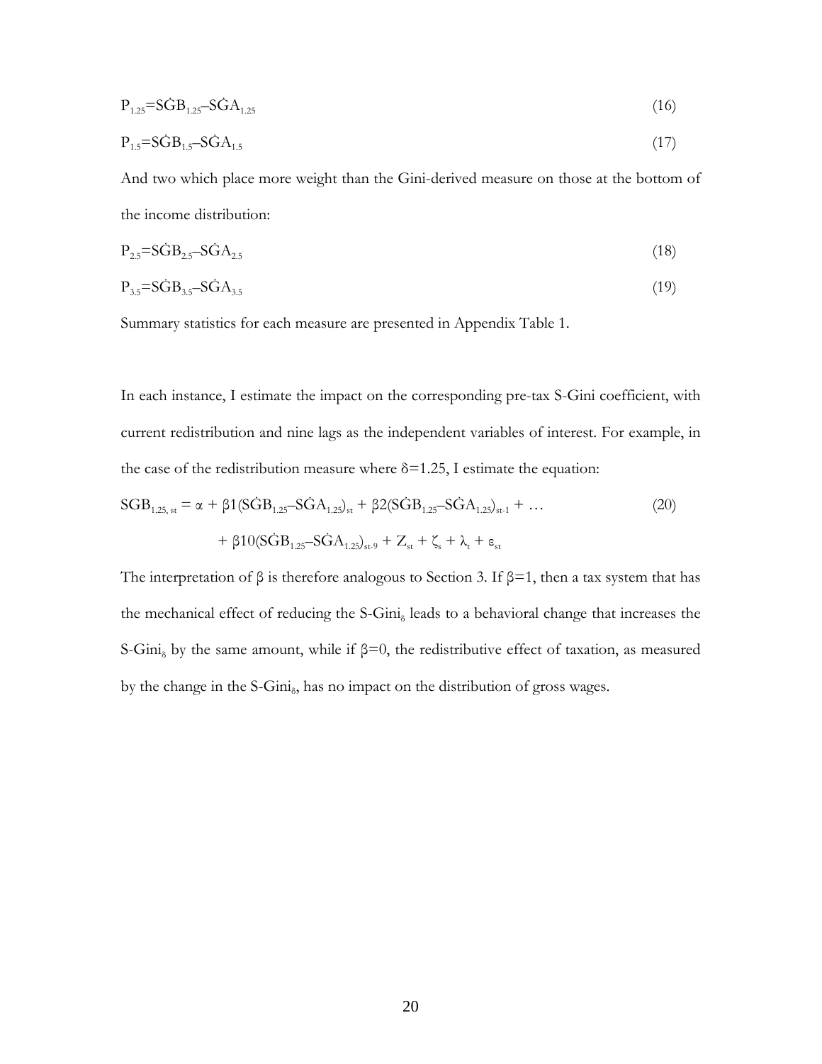$$P_{1.25}=S\dot{G}B_{1.25}–S\dot{G}A_{1.25} \tag{16}$$

$$P_{1.5}=S\dot{G}B_{1.5}–S\dot{G}A_{1.5} \tag{17}$$

And two which place more weight than the Gini-derived measure on those at the bottom of the income distribution:

$$P_{2.5}=S\dot{G}B_{2.5}–S\dot{G}A_{2.5} \tag{18}$$

$$P_{3.5}=S\dot{G}B_{3.5}–S\dot{G}A_{3.5} \tag{19}$$

Summary statistics for each measure are presented in Appendix Table 1.

In each instance, I estimate the impact on the corresponding pre-tax S-Gini coefficient, with current redistribution and nine lags as the independent variables of interest. For example, in the case of the redistribution measure where $\delta=1.25$, I estimate the equation:

$$\begin{aligned} SGB_{1.25,\,st} = \alpha &+ \beta 1(S\dot{G}B_{1.25}–S\dot{G}A_{1.25})_{st} + \beta 2(S\dot{G}B_{1.25}–S\dot{G}A_{1.25})_{st-1} + \ldots \\ &+ \beta 10(S\dot{G}B_{1.25}–S\dot{G}A_{1.25})_{st-9} + Z_{st} + \zeta_s + \lambda_t + \varepsilon_{st} \end{aligned} \tag{20}$$

The interpretation of $\beta$ is therefore analogous to Section 3. If $\beta=1$, then a tax system that has the mechanical effect of reducing the S-Gini$_\delta$ leads to a behavioral change that increases the S-Gini$_\delta$ by the same amount, while if $\beta=0$, the redistributive effect of taxation, as measured by the change in the S-Gini$_\delta$, has no impact on the distribution of gross wages.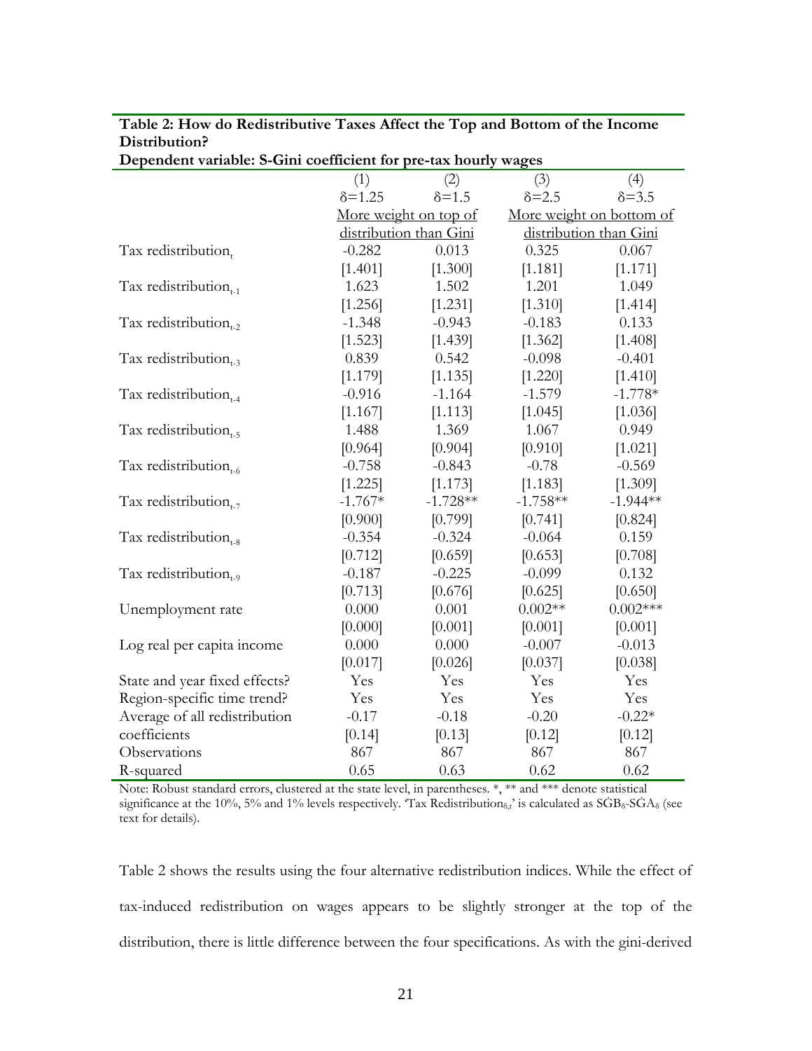**Table 2: How do Redistributive Taxes Affect the Top and Bottom of the Income Distribution?**

**Dependent variable: S-Gini coefficient for pre-tax hourly wages**

| | (1) | (2) | (3) | (4) |
|---|---|---|---|---|
| | $\delta$=1.25 | $\delta$=1.5 | $\delta$=2.5 | $\delta$=3.5 |
| | More weight on top of distribution than Gini | | More weight on bottom of distribution than Gini | |
| Tax redistribution$_t$ | -0.282 | 0.013 | 0.325 | 0.067 |
| | [1.401] | [1.300] | [1.181] | [1.171] |
| Tax redistribution$_{t-1}$ | 1.623 | 1.502 | 1.201 | 1.049 |
| | [1.256] | [1.231] | [1.310] | [1.414] |
| Tax redistribution$_{t-2}$ | -1.348 | -0.943 | -0.183 | 0.133 |
| | [1.523] | [1.439] | [1.362] | [1.408] |
| Tax redistribution$_{t-3}$ | 0.839 | 0.542 | -0.098 | -0.401 |
| | [1.179] | [1.135] | [1.220] | [1.410] |
| Tax redistribution$_{t-4}$ | -0.916 | -1.164 | -1.579 | -1.778* |
| | [1.167] | [1.113] | [1.045] | [1.036] |
| Tax redistribution$_{t-5}$ | 1.488 | 1.369 | 1.067 | 0.949 |
| | [0.964] | [0.904] | [0.910] | [1.021] |
| Tax redistribution$_{t-6}$ | -0.758 | -0.843 | -0.78 | -0.569 |
| | [1.225] | [1.173] | [1.183] | [1.309] |
| Tax redistribution$_{t-7}$ | -1.767* | -1.728** | -1.758** | -1.944** |
| | [0.900] | [0.799] | [0.741] | [0.824] |
| Tax redistribution$_{t-8}$ | -0.354 | -0.324 | -0.064 | 0.159 |
| | [0.712] | [0.659] | [0.653] | [0.708] |
| Tax redistribution$_{t-9}$ | -0.187 | -0.225 | -0.099 | 0.132 |
| | [0.713] | [0.676] | [0.625] | [0.650] |
| Unemployment rate | 0.000 | 0.001 | 0.002** | 0.002*** |
| | [0.000] | [0.001] | [0.001] | [0.001] |
| Log real per capita income | 0.000 | 0.000 | -0.007 | -0.013 |
| | [0.017] | [0.026] | [0.037] | [0.038] |
| State and year fixed effects? | Yes | Yes | Yes | Yes |
| Region-specific time trend? | Yes | Yes | Yes | Yes |
| Average of all redistribution coefficients | -0.17 | -0.18 | -0.20 | -0.22* |
| | [0.14] | [0.13] | [0.12] | [0.12] |
| Observations | 867 | 867 | 867 | 867 |
| R-squared | 0.65 | 0.63 | 0.62 | 0.62 |

Note: Robust standard errors, clustered at the state level, in parentheses. *, ** and *** denote statistical significance at the 10%, 5% and 1% levels respectively. 'Tax Redistribution$_{\delta,t}$' is calculated as $S\dot{G}B_{\delta}$-$S\dot{G}A_{\delta}$ (see text for details).

Table 2 shows the results using the four alternative redistribution indices. While the effect of tax-induced redistribution on wages appears to be slightly stronger at the top of the distribution, there is little difference between the four specifications. As with the gini-derived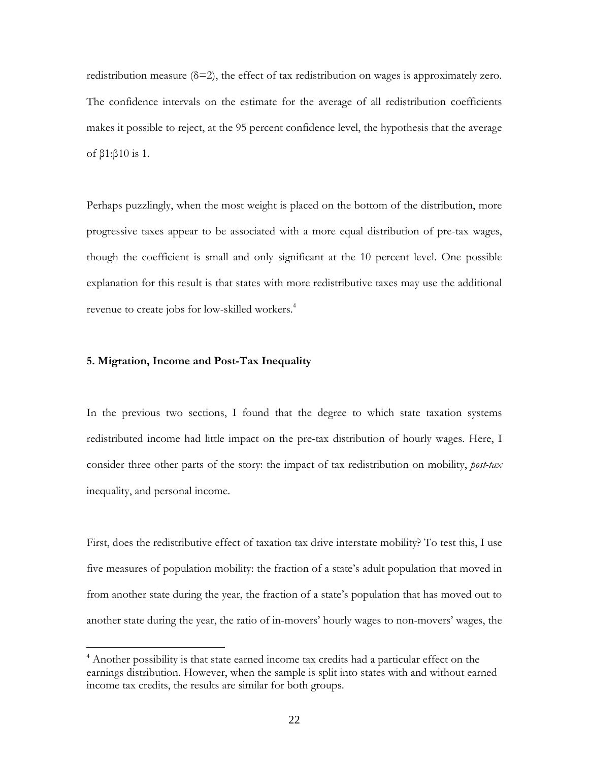redistribution measure ($\delta$=2), the effect of tax redistribution on wages is approximately zero. The confidence intervals on the estimate for the average of all redistribution coefficients makes it possible to reject, at the 95 percent confidence level, the hypothesis that the average of $\beta 1$:$\beta 10$ is 1.

Perhaps puzzlingly, when the most weight is placed on the bottom of the distribution, more progressive taxes appear to be associated with a more equal distribution of pre-tax wages, though the coefficient is small and only significant at the 10 percent level. One possible explanation for this result is that states with more redistributive taxes may use the additional revenue to create jobs for low-skilled workers.[4]

## 5. Migration, Income and Post-Tax Inequality

In the previous two sections, I found that the degree to which state taxation systems redistributed income had little impact on the pre-tax distribution of hourly wages. Here, I consider three other parts of the story: the impact of tax redistribution on mobility, *post-tax* inequality, and personal income.

First, does the redistributive effect of taxation tax drive interstate mobility? To test this, I use five measures of population mobility: the fraction of a state's adult population that moved in from another state during the year, the fraction of a state's population that has moved out to another state during the year, the ratio of in-movers' hourly wages to non-movers' wages, the

[4] Another possibility is that state earned income tax credits had a particular effect on the earnings distribution. However, when the sample is split into states with and without earned income tax credits, the results are similar for both groups.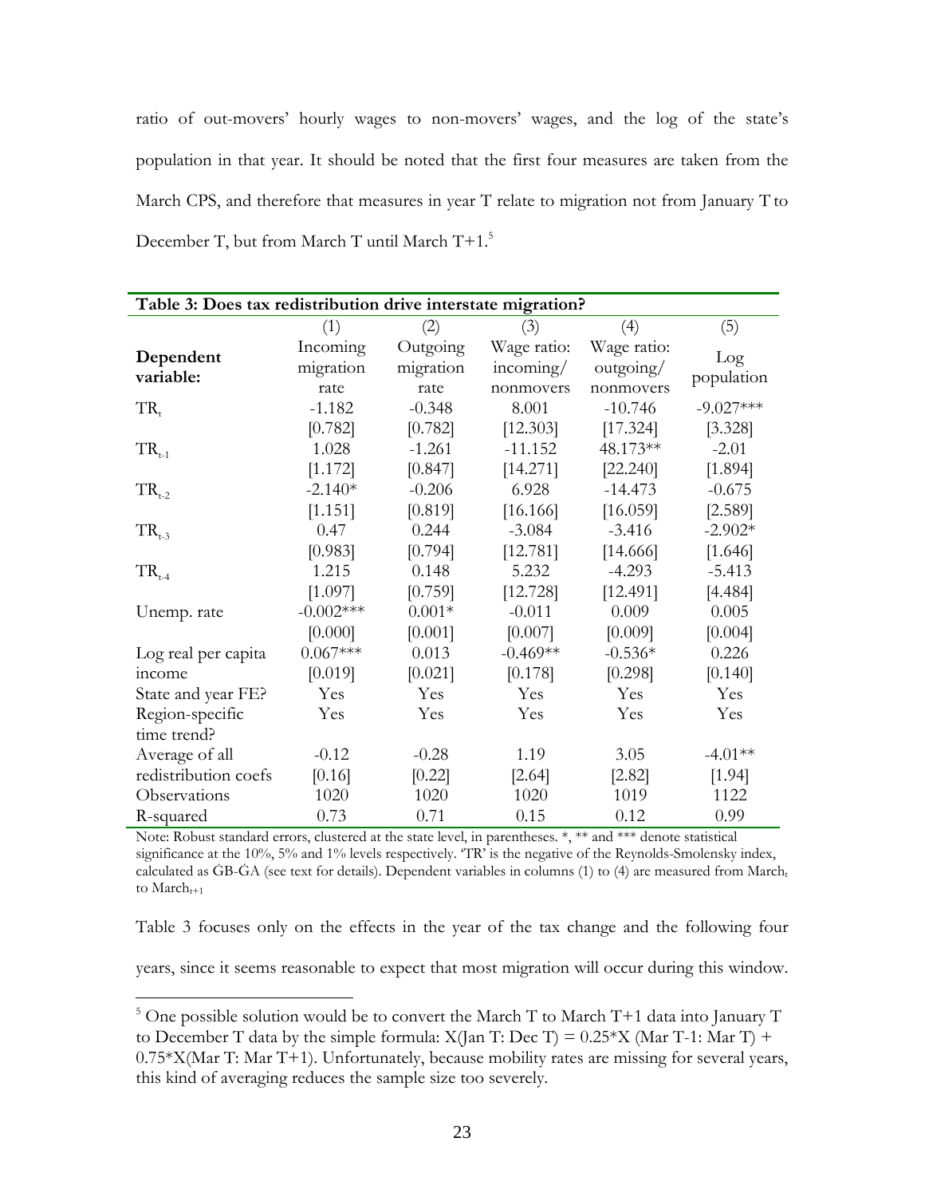ratio of out-movers' hourly wages to non-movers' wages, and the log of the state's population in that year. It should be noted that the first four measures are taken from the March CPS, and therefore that measures in year T relate to migration not from January T to December T, but from March T until March T+1.[5]

**Table 3: Does tax redistribution drive interstate migration?**

| | (1) | (2) | (3) | (4) | (5) |
|---|---|---|---|---|---|
| **Dependent variable:** | Incoming migration rate | Outgoing migration rate | Wage ratio: incoming/ nonmovers | Wage ratio: outgoing/ nonmovers | Log population |
| $TR_t$ | -1.182 | -0.348 | 8.001 | -10.746 | -9.027*** |
| | [0.782] | [0.782] | [12.303] | [17.324] | [3.328] |
| $TR_{t-1}$ | 1.028 | -1.261 | -11.152 | 48.173** | -2.01 |
| | [1.172] | [0.847] | [14.271] | [22.240] | [1.894] |
| $TR_{t-2}$ | -2.140* | -0.206 | 6.928 | -14.473 | -0.675 |
| | [1.151] | [0.819] | [16.166] | [16.059] | [2.589] |
| $TR_{t-3}$ | 0.47 | 0.244 | -3.084 | -3.416 | -2.902* |
| | [0.983] | [0.794] | [12.781] | [14.666] | [1.646] |
| $TR_{t-4}$ | 1.215 | 0.148 | 5.232 | -4.293 | -5.413 |
| | [1.097] | [0.759] | [12.728] | [12.491] | [4.484] |
| Unemp. rate | -0.002*** | 0.001* | -0.011 | 0.009 | 0.005 |
| | [0.000] | [0.001] | [0.007] | [0.009] | [0.004] |
| Log real per capita income | 0.067*** | 0.013 | -0.469** | -0.536* | 0.226 |
| | [0.019] | [0.021] | [0.178] | [0.298] | [0.140] |
| State and year FE? | Yes | Yes | Yes | Yes | Yes |
| Region-specific time trend? | Yes | Yes | Yes | Yes | Yes |
| Average of all redistribution coefs | -0.12 | -0.28 | 1.19 | 3.05 | -4.01** |
| | [0.16] | [0.22] | [2.64] | [2.82] | [1.94] |
| Observations | 1020 | 1020 | 1020 | 1019 | 1122 |
| R-squared | 0.73 | 0.71 | 0.15 | 0.12 | 0.99 |

Note: Robust standard errors, clustered at the state level, in parentheses. *, ** and *** denote statistical significance at the 10%, 5% and 1% levels respectively. 'TR' is the negative of the Reynolds-Smolensky index, calculated as $\dot{G}B$-$\dot{G}A$ (see text for details). Dependent variables in columns (1) to (4) are measured from $March_t$ to $March_{t+1}$

Table 3 focuses only on the effects in the year of the tax change and the following four years, since it seems reasonable to expect that most migration will occur during this window.

[5] One possible solution would be to convert the March T to March T+1 data into January T to December T data by the simple formula: X(Jan T: Dec T) = 0.25*X (Mar T-1: Mar T) + 0.75*X(Mar T: Mar T+1). Unfortunately, because mobility rates are missing for several years, this kind of averaging reduces the sample size too severely.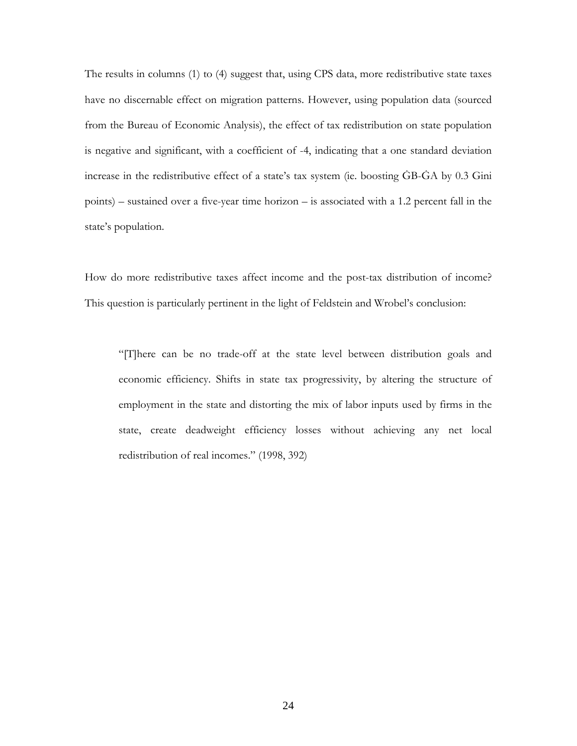The results in columns (1) to (4) suggest that, using CPS data, more redistributive state taxes have no discernable effect on migration patterns. However, using population data (sourced from the Bureau of Economic Analysis), the effect of tax redistribution on state population is negative and significant, with a coefficient of -4, indicating that a one standard deviation increase in the redistributive effect of a state's tax system (ie. boosting $\dot{G}B$-$\dot{G}A$ by 0.3 Gini points) – sustained over a five-year time horizon – is associated with a 1.2 percent fall in the state's population.

How do more redistributive taxes affect income and the post-tax distribution of income? This question is particularly pertinent in the light of Feldstein and Wrobel's conclusion:

> "[T]here can be no trade-off at the state level between distribution goals and economic efficiency. Shifts in state tax progressivity, by altering the structure of employment in the state and distorting the mix of labor inputs used by firms in the state, create deadweight efficiency losses without achieving any net local redistribution of real incomes." (1998, 392)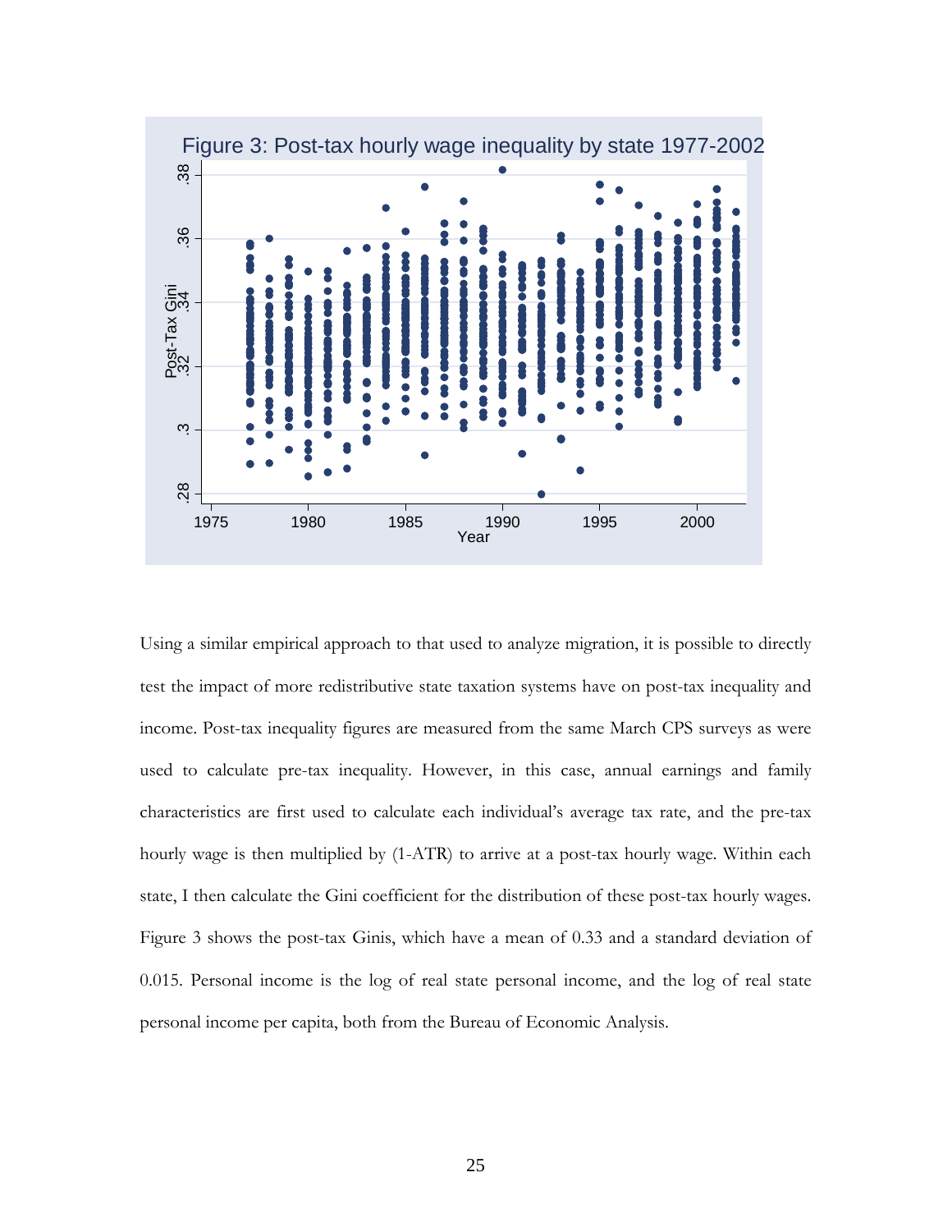Figure 3: Post-tax hourly wage inequality by state 1977-2002

Using a similar empirical approach to that used to analyze migration, it is possible to directly test the impact of more redistributive state taxation systems have on post-tax inequality and income. Post-tax inequality figures are measured from the same March CPS surveys as were used to calculate pre-tax inequality. However, in this case, annual earnings and family characteristics are first used to calculate each individual's average tax rate, and the pre-tax hourly wage is then multiplied by (1-ATR) to arrive at a post-tax hourly wage. Within each state, I then calculate the Gini coefficient for the distribution of these post-tax hourly wages. Figure 3 shows the post-tax Ginis, which have a mean of 0.33 and a standard deviation of 0.015. Personal income is the log of real state personal income, and the log of real state personal income per capita, both from the Bureau of Economic Analysis.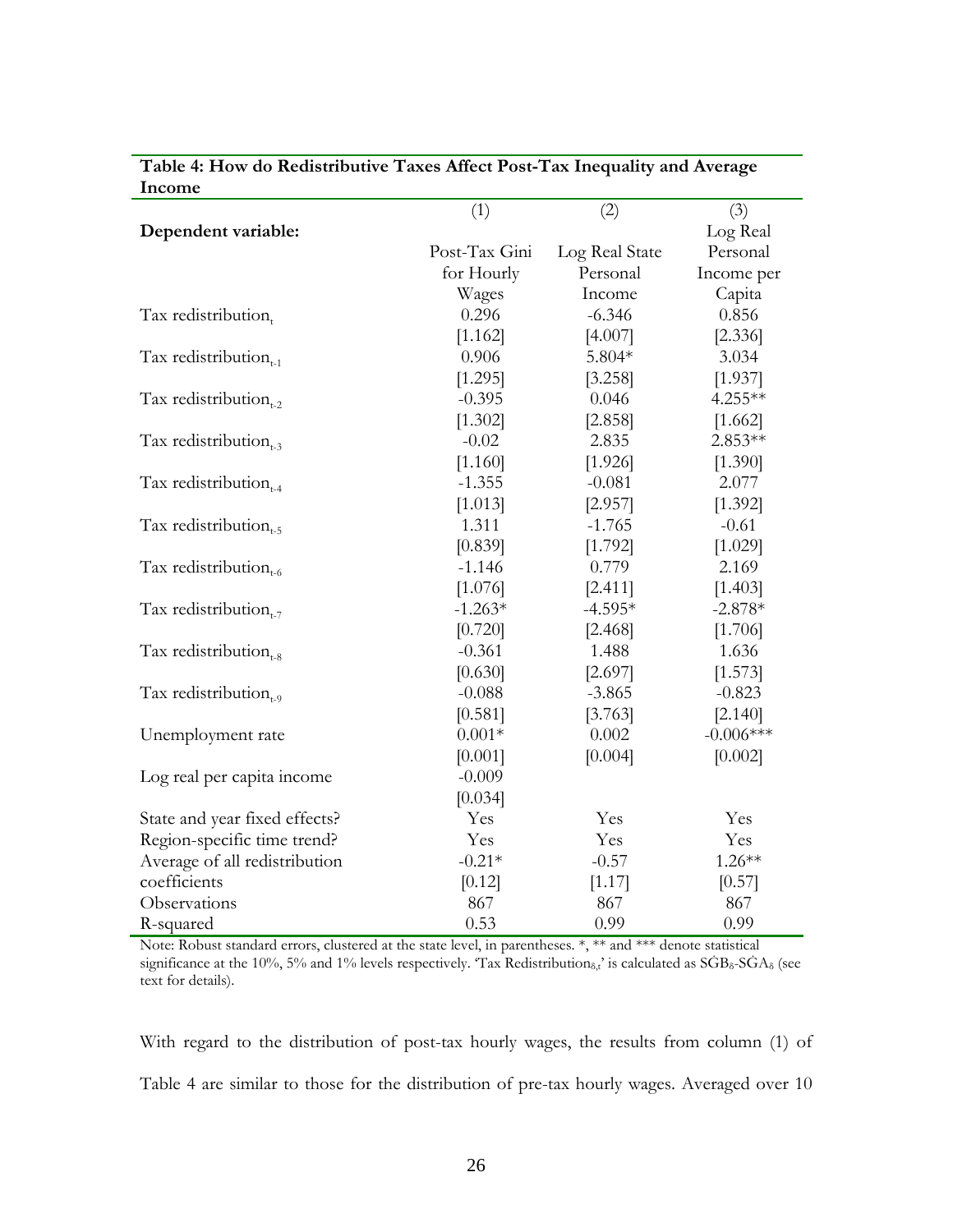**Table 4: How do Redistributive Taxes Affect Post-Tax Inequality and Average Income**

| | (1) | (2) | (3) |
|---|---|---|---|
| **Dependent variable:** | Post-Tax Gini for Hourly Wages | Log Real State Personal Income | Log Real Personal Income per Capita |
| Tax redistribution$_{t}$ | 0.296 | -6.346 | 0.856 |
| | [1.162] | [4.007] | [2.336] |
| Tax redistribution$_{t-1}$ | 0.906 | 5.804* | 3.034 |
| | [1.295] | [3.258] | [1.937] |
| Tax redistribution$_{t-2}$ | -0.395 | 0.046 | 4.255** |
| | [1.302] | [2.858] | [1.662] |
| Tax redistribution$_{t-3}$ | -0.02 | 2.835 | 2.853** |
| | [1.160] | [1.926] | [1.390] |
| Tax redistribution$_{t-4}$ | -1.355 | -0.081 | 2.077 |
| | [1.013] | [2.957] | [1.392] |
| Tax redistribution$_{t-5}$ | 1.311 | -1.765 | -0.61 |
| | [0.839] | [1.792] | [1.029] |
| Tax redistribution$_{t-6}$ | -1.146 | 0.779 | 2.169 |
| | [1.076] | [2.411] | [1.403] |
| Tax redistribution$_{t-7}$ | -1.263* | -4.595* | -2.878* |
| | [0.720] | [2.468] | [1.706] |
| Tax redistribution$_{t-8}$ | -0.361 | 1.488 | 1.636 |
| | [0.630] | [2.697] | [1.573] |
| Tax redistribution$_{t-9}$ | -0.088 | -3.865 | -0.823 |
| | [0.581] | [3.763] | [2.140] |
| Unemployment rate | 0.001* | 0.002 | -0.006*** |
| | [0.001] | [0.004] | [0.002] |
| Log real per capita income | -0.009 | | |
| | [0.034] | | |
| State and year fixed effects? | Yes | Yes | Yes |
| Region-specific time trend? | Yes | Yes | Yes |
| Average of all redistribution coefficients | -0.21* | -0.57 | 1.26** |
| | [0.12] | [1.17] | [0.57] |
| Observations | 867 | 867 | 867 |
| R-squared | 0.53 | 0.99 | 0.99 |

Note: Robust standard errors, clustered at the state level, in parentheses. *, ** and *** denote statistical significance at the 10%, 5% and 1% levels respectively. 'Tax Redistribution$_{\delta,t}$' is calculated as $S\dot{G}B_{\delta}$-$S\dot{G}A_{\delta}$ (see text for details).

With regard to the distribution of post-tax hourly wages, the results from column (1) of Table 4 are similar to those for the distribution of pre-tax hourly wages. Averaged over 10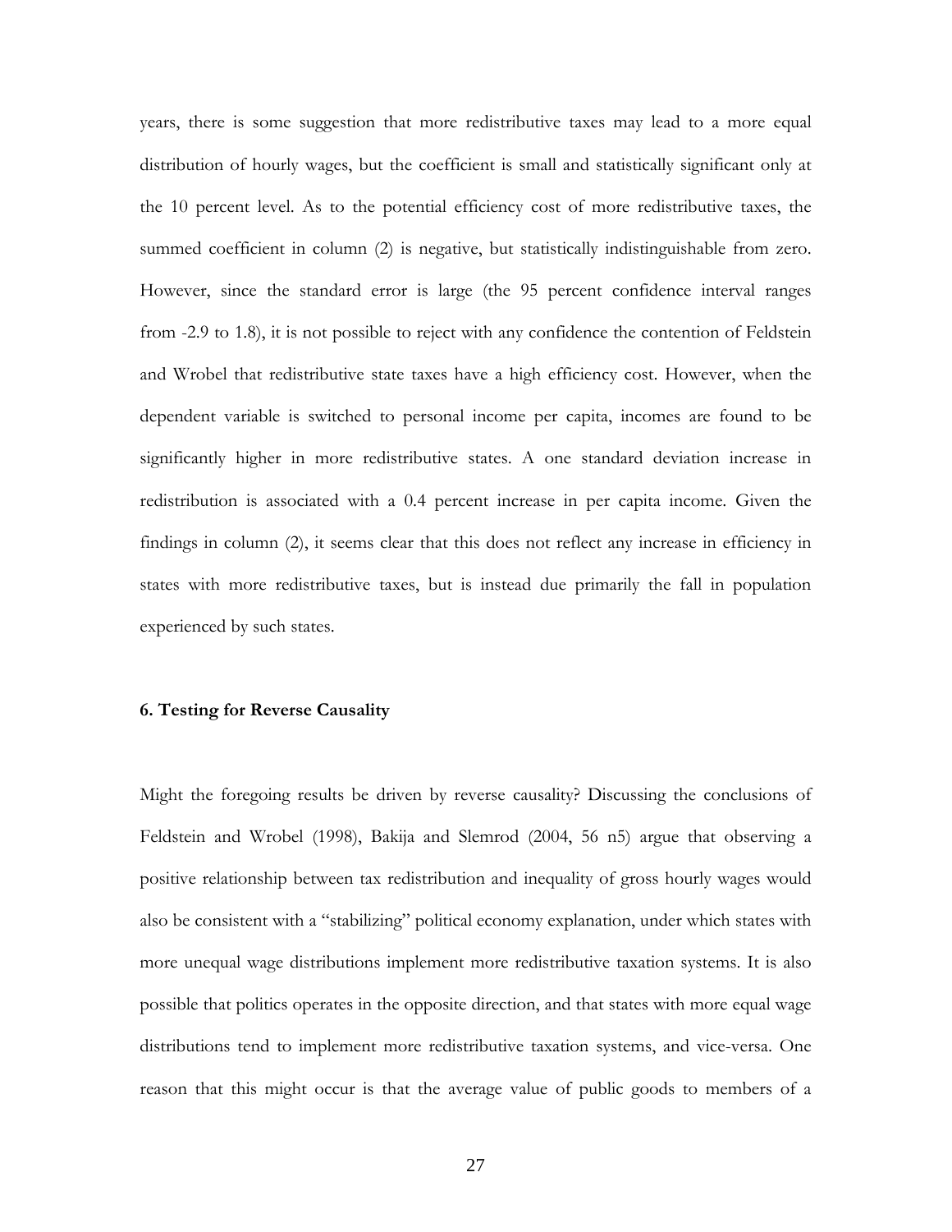years, there is some suggestion that more redistributive taxes may lead to a more equal distribution of hourly wages, but the coefficient is small and statistically significant only at the 10 percent level. As to the potential efficiency cost of more redistributive taxes, the summed coefficient in column (2) is negative, but statistically indistinguishable from zero. However, since the standard error is large (the 95 percent confidence interval ranges from -2.9 to 1.8), it is not possible to reject with any confidence the contention of Feldstein and Wrobel that redistributive state taxes have a high efficiency cost. However, when the dependent variable is switched to personal income per capita, incomes are found to be significantly higher in more redistributive states. A one standard deviation increase in redistribution is associated with a 0.4 percent increase in per capita income. Given the findings in column (2), it seems clear that this does not reflect any increase in efficiency in states with more redistributive taxes, but is instead due primarily the fall in population experienced by such states.

### 6. Testing for Reverse Causality

Might the foregoing results be driven by reverse causality? Discussing the conclusions of Feldstein and Wrobel (1998), Bakija and Slemrod (2004, 56 n5) argue that observing a positive relationship between tax redistribution and inequality of gross hourly wages would also be consistent with a "stabilizing" political economy explanation, under which states with more unequal wage distributions implement more redistributive taxation systems. It is also possible that politics operates in the opposite direction, and that states with more equal wage distributions tend to implement more redistributive taxation systems, and vice-versa. One reason that this might occur is that the average value of public goods to members of a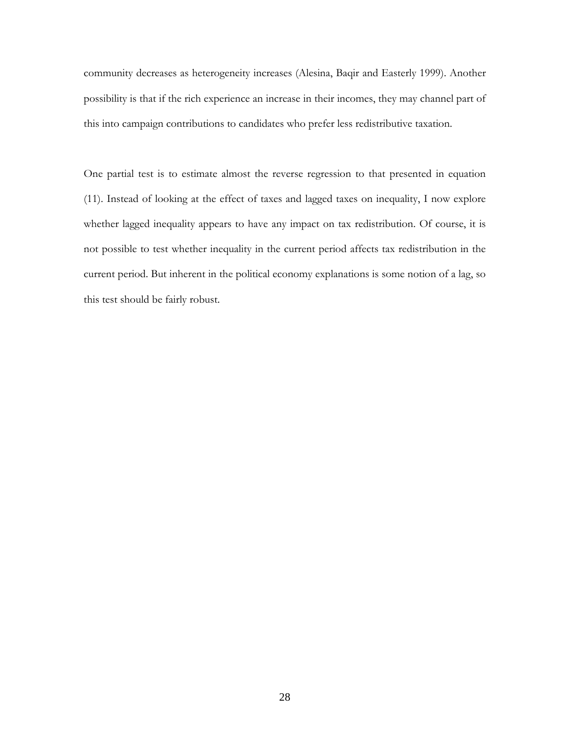community decreases as heterogeneity increases (Alesina, Baqir and Easterly 1999). Another possibility is that if the rich experience an increase in their incomes, they may channel part of this into campaign contributions to candidates who prefer less redistributive taxation.

One partial test is to estimate almost the reverse regression to that presented in equation (11). Instead of looking at the effect of taxes and lagged taxes on inequality, I now explore whether lagged inequality appears to have any impact on tax redistribution. Of course, it is not possible to test whether inequality in the current period affects tax redistribution in the current period. But inherent in the political economy explanations is some notion of a lag, so this test should be fairly robust.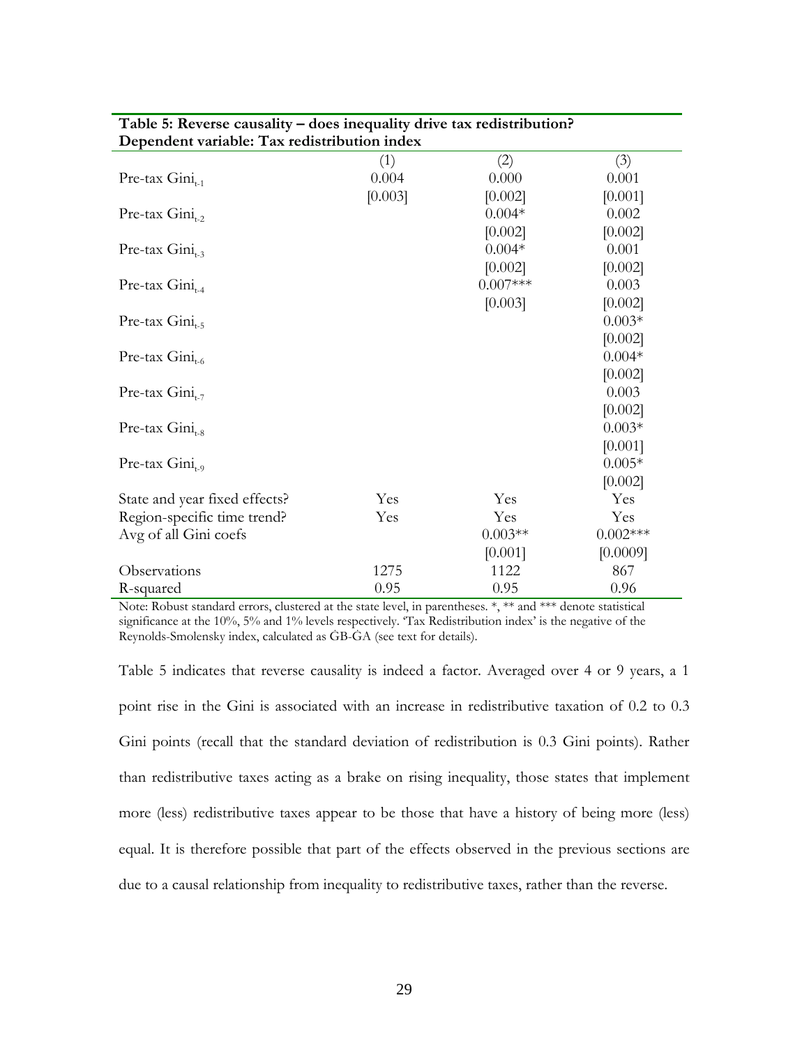**Table 5: Reverse causality – does inequality drive tax redistribution?**
**Dependent variable: Tax redistribution index**

| | (1) | (2) | (3) |
|---|---|---|---|
| Pre-tax $Gini_{t-1}$ | 0.004 | 0.000 | 0.001 |
| | [0.003] | [0.002] | [0.001] |
| Pre-tax $Gini_{t-2}$ | | 0.004* | 0.002 |
| | | [0.002] | [0.002] |
| Pre-tax $Gini_{t-3}$ | | 0.004* | 0.001 |
| | | [0.002] | [0.002] |
| Pre-tax $Gini_{t-4}$ | | 0.007*** | 0.003 |
| | | [0.003] | [0.002] |
| Pre-tax $Gini_{t-5}$ | | | 0.003* |
| | | | [0.002] |
| Pre-tax $Gini_{t-6}$ | | | 0.004* |
| | | | [0.002] |
| Pre-tax $Gini_{t-7}$ | | | 0.003 |
| | | | [0.002] |
| Pre-tax $Gini_{t-8}$ | | | 0.003* |
| | | | [0.001] |
| Pre-tax $Gini_{t-9}$ | | | 0.005* |
| | | | [0.002] |
| State and year fixed effects? | Yes | Yes | Yes |
| Region-specific time trend? | Yes | Yes | Yes |
| Avg of all Gini coefs | | 0.003** | 0.002*** |
| | | [0.001] | [0.0009] |
| Observations | 1275 | 1122 | 867 |
| R-squared | 0.95 | 0.95 | 0.96 |

Note: Robust standard errors, clustered at the state level, in parentheses. *, ** and *** denote statistical significance at the 10%, 5% and 1% levels respectively. 'Tax Redistribution index' is the negative of the Reynolds-Smolensky index, calculated as ĠB-ĠA (see text for details).

Table 5 indicates that reverse causality is indeed a factor. Averaged over 4 or 9 years, a 1 point rise in the Gini is associated with an increase in redistributive taxation of 0.2 to 0.3 Gini points (recall that the standard deviation of redistribution is 0.3 Gini points). Rather than redistributive taxes acting as a brake on rising inequality, those states that implement more (less) redistributive taxes appear to be those that have a history of being more (less) equal. It is therefore possible that part of the effects observed in the previous sections are due to a causal relationship from inequality to redistributive taxes, rather than the reverse.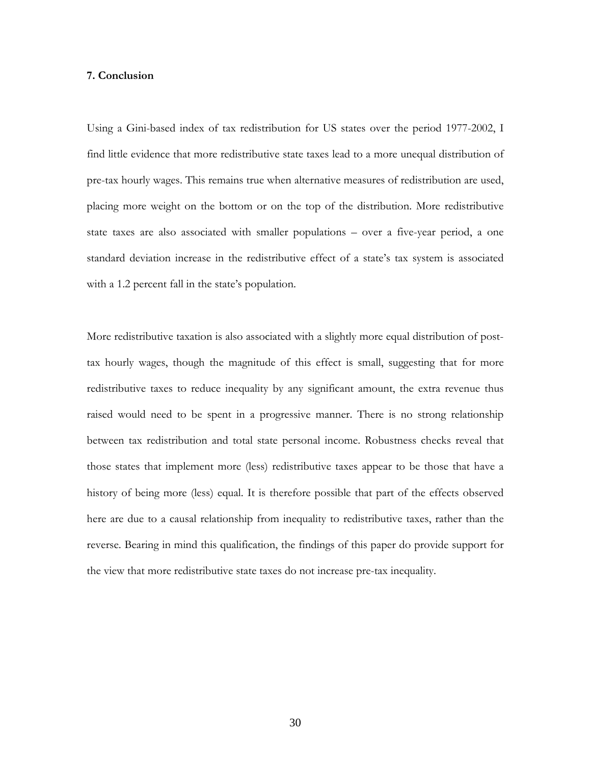## 7. Conclusion

Using a Gini-based index of tax redistribution for US states over the period 1977-2002, I find little evidence that more redistributive state taxes lead to a more unequal distribution of pre-tax hourly wages. This remains true when alternative measures of redistribution are used, placing more weight on the bottom or on the top of the distribution. More redistributive state taxes are also associated with smaller populations – over a five-year period, a one standard deviation increase in the redistributive effect of a state's tax system is associated with a 1.2 percent fall in the state's population.

More redistributive taxation is also associated with a slightly more equal distribution of post-tax hourly wages, though the magnitude of this effect is small, suggesting that for more redistributive taxes to reduce inequality by any significant amount, the extra revenue thus raised would need to be spent in a progressive manner. There is no strong relationship between tax redistribution and total state personal income. Robustness checks reveal that those states that implement more (less) redistributive taxes appear to be those that have a history of being more (less) equal. It is therefore possible that part of the effects observed here are due to a causal relationship from inequality to redistributive taxes, rather than the reverse. Bearing in mind this qualification, the findings of this paper do provide support for the view that more redistributive state taxes do not increase pre-tax inequality.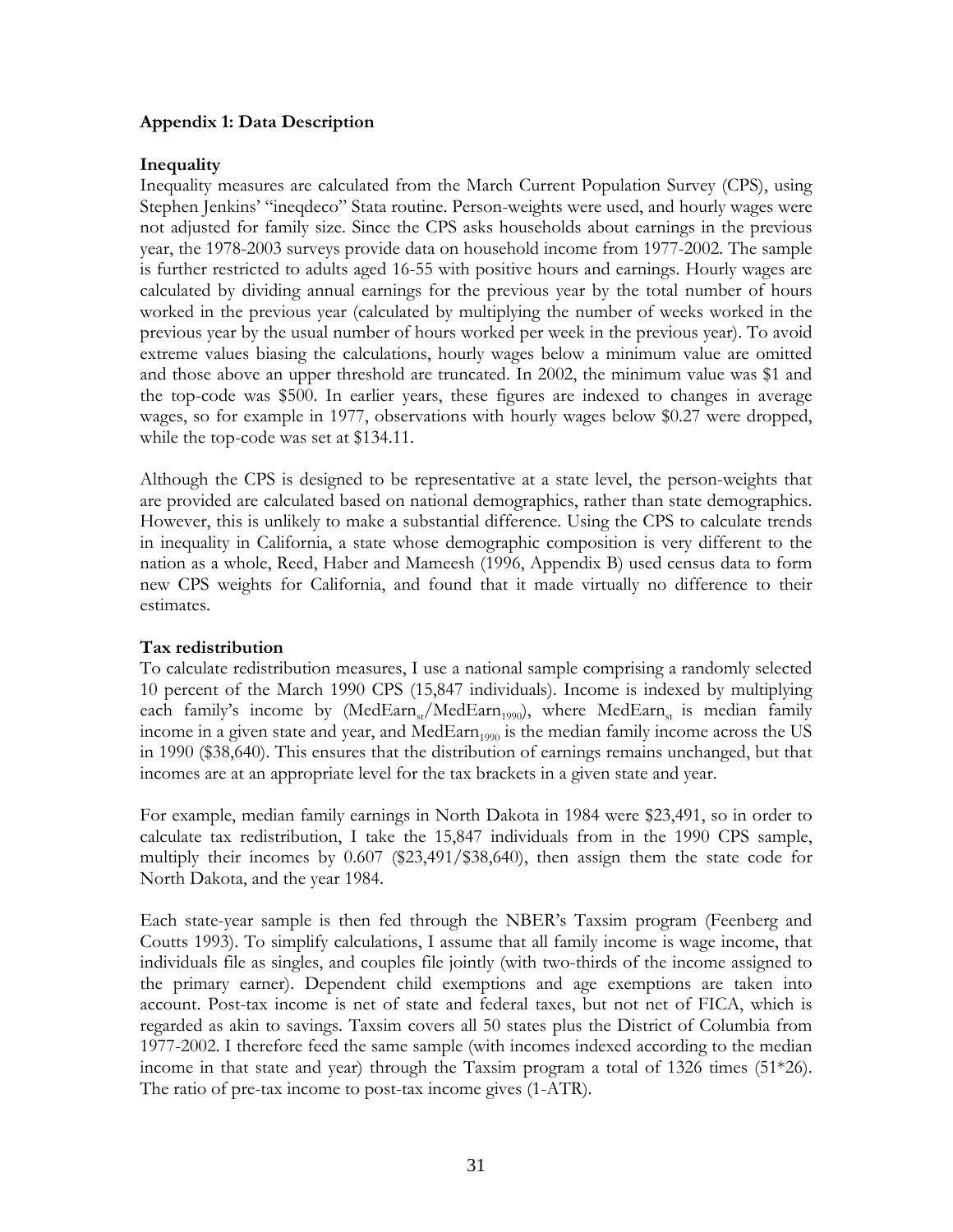## Appendix 1: Data Description

### Inequality

Inequality measures are calculated from the March Current Population Survey (CPS), using Stephen Jenkins' "ineqdeco" Stata routine. Person-weights were used, and hourly wages were not adjusted for family size. Since the CPS asks households about earnings in the previous year, the 1978-2003 surveys provide data on household income from 1977-2002. The sample is further restricted to adults aged 16-55 with positive hours and earnings. Hourly wages are calculated by dividing annual earnings for the previous year by the total number of hours worked in the previous year (calculated by multiplying the number of weeks worked in the previous year by the usual number of hours worked per week in the previous year). To avoid extreme values biasing the calculations, hourly wages below a minimum value are omitted and those above an upper threshold are truncated. In 2002, the minimum value was $1 and the top-code was $500. In earlier years, these figures are indexed to changes in average wages, so for example in 1977, observations with hourly wages below $0.27 were dropped, while the top-code was set at $134.11.

Although the CPS is designed to be representative at a state level, the person-weights that are provided are calculated based on national demographics, rather than state demographics. However, this is unlikely to make a substantial difference. Using the CPS to calculate trends in inequality in California, a state whose demographic composition is very different to the nation as a whole, Reed, Haber and Mameesh (1996, Appendix B) used census data to form new CPS weights for California, and found that it made virtually no difference to their estimates.

### Tax redistribution

To calculate redistribution measures, I use a national sample comprising a randomly selected 10 percent of the March 1990 CPS (15,847 individuals). Income is indexed by multiplying each family's income by ($MedEarn_{st}/MedEarn_{1990}$), where $MedEarn_{st}$ is median family income in a given state and year, and $MedEarn_{1990}$ is the median family income across the US in 1990 ($38,640). This ensures that the distribution of earnings remains unchanged, but that incomes are at an appropriate level for the tax brackets in a given state and year.

For example, median family earnings in North Dakota in 1984 were $23,491, so in order to calculate tax redistribution, I take the 15,847 individuals from in the 1990 CPS sample, multiply their incomes by 0.607 ($23,491/$38,640), then assign them the state code for North Dakota, and the year 1984.

Each state-year sample is then fed through the NBER's Taxsim program (Feenberg and Coutts 1993). To simplify calculations, I assume that all family income is wage income, that individuals file as singles, and couples file jointly (with two-thirds of the income assigned to the primary earner). Dependent child exemptions and age exemptions are taken into account. Post-tax income is net of state and federal taxes, but not net of FICA, which is regarded as akin to savings. Taxsim covers all 50 states plus the District of Columbia from 1977-2002. I therefore feed the same sample (with incomes indexed according to the median income in that state and year) through the Taxsim program a total of 1326 times (51*26). The ratio of pre-tax income to post-tax income gives (1-ATR).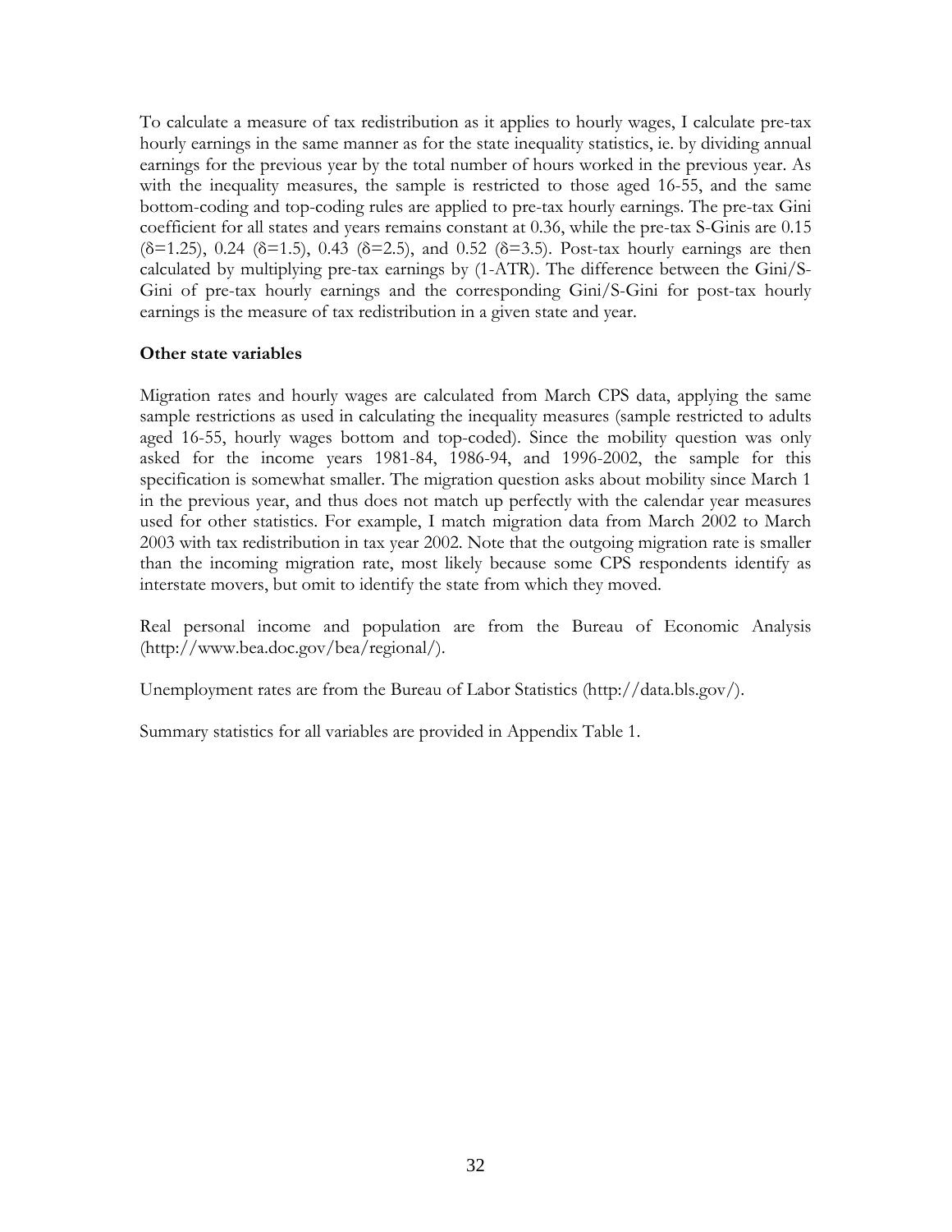To calculate a measure of tax redistribution as it applies to hourly wages, I calculate pre-tax hourly earnings in the same manner as for the state inequality statistics, ie. by dividing annual earnings for the previous year by the total number of hours worked in the previous year. As with the inequality measures, the sample is restricted to those aged 16-55, and the same bottom-coding and top-coding rules are applied to pre-tax hourly earnings. The pre-tax Gini coefficient for all states and years remains constant at 0.36, while the pre-tax S-Ginis are 0.15 ($\delta$=1.25), 0.24 ($\delta$=1.5), 0.43 ($\delta$=2.5), and 0.52 ($\delta$=3.5). Post-tax hourly earnings are then calculated by multiplying pre-tax earnings by (1-ATR). The difference between the Gini/S-Gini of pre-tax hourly earnings and the corresponding Gini/S-Gini for post-tax hourly earnings is the measure of tax redistribution in a given state and year.

**Other state variables**

Migration rates and hourly wages are calculated from March CPS data, applying the same sample restrictions as used in calculating the inequality measures (sample restricted to adults aged 16-55, hourly wages bottom and top-coded). Since the mobility question was only asked for the income years 1981-84, 1986-94, and 1996-2002, the sample for this specification is somewhat smaller. The migration question asks about mobility since March 1 in the previous year, and thus does not match up perfectly with the calendar year measures used for other statistics. For example, I match migration data from March 2002 to March 2003 with tax redistribution in tax year 2002. Note that the outgoing migration rate is smaller than the incoming migration rate, most likely because some CPS respondents identify as interstate movers, but omit to identify the state from which they moved.

Real personal income and population are from the Bureau of Economic Analysis (http://www.bea.doc.gov/bea/regional/).

Unemployment rates are from the Bureau of Labor Statistics (http://data.bls.gov/).

Summary statistics for all variables are provided in Appendix Table 1.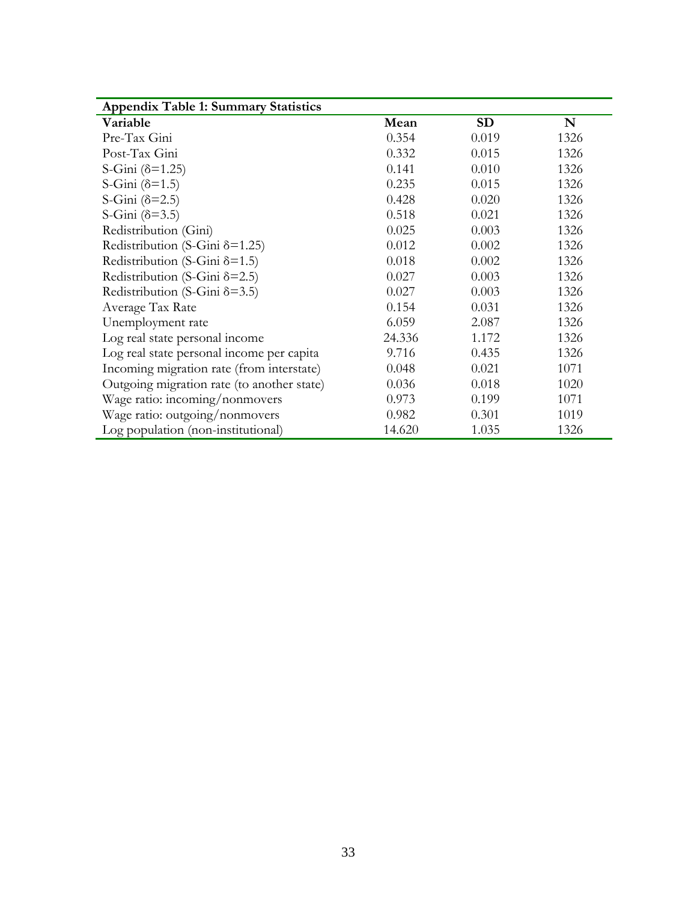**Appendix Table 1: Summary Statistics**

| Variable | Mean | SD | N |
|---|---|---|---|
| Pre-Tax Gini | 0.354 | 0.019 | 1326 |
| Post-Tax Gini | 0.332 | 0.015 | 1326 |
| S-Gini ($\delta$=1.25) | 0.141 | 0.010 | 1326 |
| S-Gini ($\delta$=1.5) | 0.235 | 0.015 | 1326 |
| S-Gini ($\delta$=2.5) | 0.428 | 0.020 | 1326 |
| S-Gini ($\delta$=3.5) | 0.518 | 0.021 | 1326 |
| Redistribution (Gini) | 0.025 | 0.003 | 1326 |
| Redistribution (S-Gini $\delta$=1.25) | 0.012 | 0.002 | 1326 |
| Redistribution (S-Gini $\delta$=1.5) | 0.018 | 0.002 | 1326 |
| Redistribution (S-Gini $\delta$=2.5) | 0.027 | 0.003 | 1326 |
| Redistribution (S-Gini $\delta$=3.5) | 0.027 | 0.003 | 1326 |
| Average Tax Rate | 0.154 | 0.031 | 1326 |
| Unemployment rate | 6.059 | 2.087 | 1326 |
| Log real state personal income | 24.336 | 1.172 | 1326 |
| Log real state personal income per capita | 9.716 | 0.435 | 1326 |
| Incoming migration rate (from interstate) | 0.048 | 0.021 | 1071 |
| Outgoing migration rate (to another state) | 0.036 | 0.018 | 1020 |
| Wage ratio: incoming/nonmovers | 0.973 | 0.199 | 1071 |
| Wage ratio: outgoing/nonmovers | 0.982 | 0.301 | 1019 |
| Log population (non-institutional) | 14.620 | 1.035 | 1326 |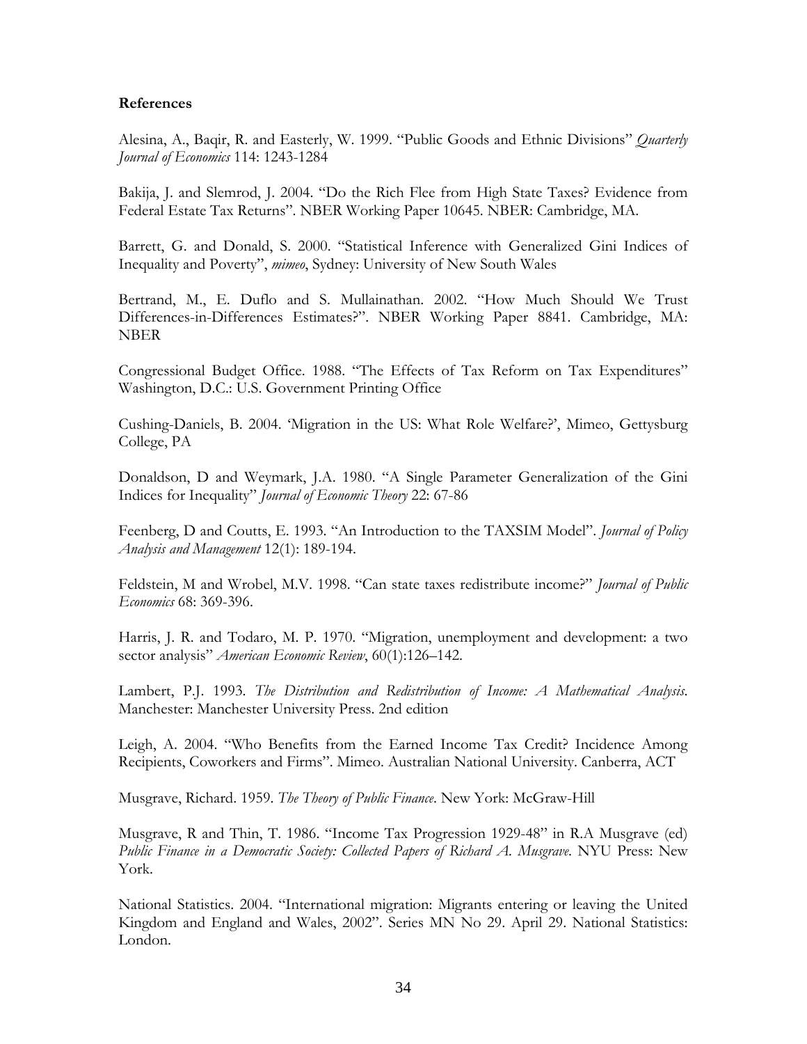**References**

Alesina, A., Baqir, R. and Easterly, W. 1999. "Public Goods and Ethnic Divisions" *Quarterly Journal of Economics* 114: 1243-1284

Bakija, J. and Slemrod, J. 2004. "Do the Rich Flee from High State Taxes? Evidence from Federal Estate Tax Returns". NBER Working Paper 10645. NBER: Cambridge, MA.

Barrett, G. and Donald, S. 2000. "Statistical Inference with Generalized Gini Indices of Inequality and Poverty", *mimeo*, Sydney: University of New South Wales

Bertrand, M., E. Duflo and S. Mullainathan. 2002. "How Much Should We Trust Differences-in-Differences Estimates?". NBER Working Paper 8841. Cambridge, MA: NBER

Congressional Budget Office. 1988. "The Effects of Tax Reform on Tax Expenditures" Washington, D.C.: U.S. Government Printing Office

Cushing-Daniels, B. 2004. 'Migration in the US: What Role Welfare?', Mimeo, Gettysburg College, PA

Donaldson, D and Weymark, J.A. 1980. "A Single Parameter Generalization of the Gini Indices for Inequality" *Journal of Economic Theory* 22: 67-86

Feenberg, D and Coutts, E. 1993. "An Introduction to the TAXSIM Model". *Journal of Policy Analysis and Management* 12(1): 189-194.

Feldstein, M and Wrobel, M.V. 1998. "Can state taxes redistribute income?" *Journal of Public Economics* 68: 369-396.

Harris, J. R. and Todaro, M. P. 1970. "Migration, unemployment and development: a two sector analysis" *American Economic Review*, 60(1):126–142.

Lambert, P.J. 1993. *The Distribution and Redistribution of Income: A Mathematical Analysis*. Manchester: Manchester University Press. 2nd edition

Leigh, A. 2004. "Who Benefits from the Earned Income Tax Credit? Incidence Among Recipients, Coworkers and Firms". Mimeo. Australian National University. Canberra, ACT

Musgrave, Richard. 1959. *The Theory of Public Finance*. New York: McGraw-Hill

Musgrave, R and Thin, T. 1986. "Income Tax Progression 1929-48" in R.A Musgrave (ed) *Public Finance in a Democratic Society: Collected Papers of Richard A. Musgrave*. NYU Press: New York.

National Statistics. 2004. "International migration: Migrants entering or leaving the United Kingdom and England and Wales, 2002". Series MN No 29. April 29. National Statistics: London.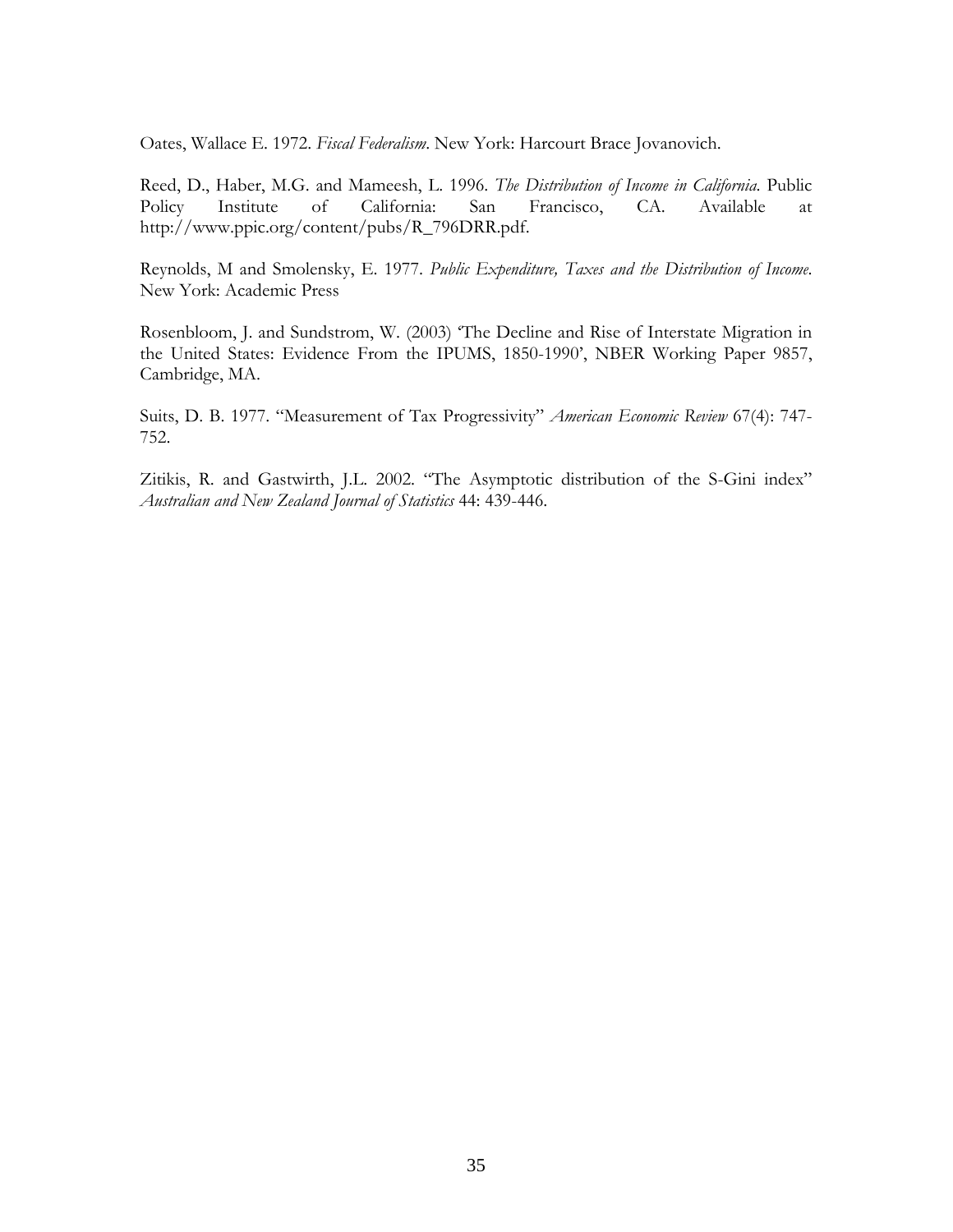Oates, Wallace E. 1972. *Fiscal Federalism*. New York: Harcourt Brace Jovanovich.

Reed, D., Haber, M.G. and Mameesh, L. 1996. *The Distribution of Income in California*. Public Policy Institute of California: San Francisco, CA. Available at http://www.ppic.org/content/pubs/R_796DRR.pdf.

Reynolds, M and Smolensky, E. 1977. *Public Expenditure, Taxes and the Distribution of Income*. New York: Academic Press

Rosenbloom, J. and Sundstrom, W. (2003) 'The Decline and Rise of Interstate Migration in the United States: Evidence From the IPUMS, 1850-1990', NBER Working Paper 9857, Cambridge, MA.

Suits, D. B. 1977. "Measurement of Tax Progressivity" *American Economic Review* 67(4): 747-752.

Zitikis, R. and Gastwirth, J.L. 2002. "The Asymptotic distribution of the S-Gini index" *Australian and New Zealand Journal of Statistics* 44: 439-446.